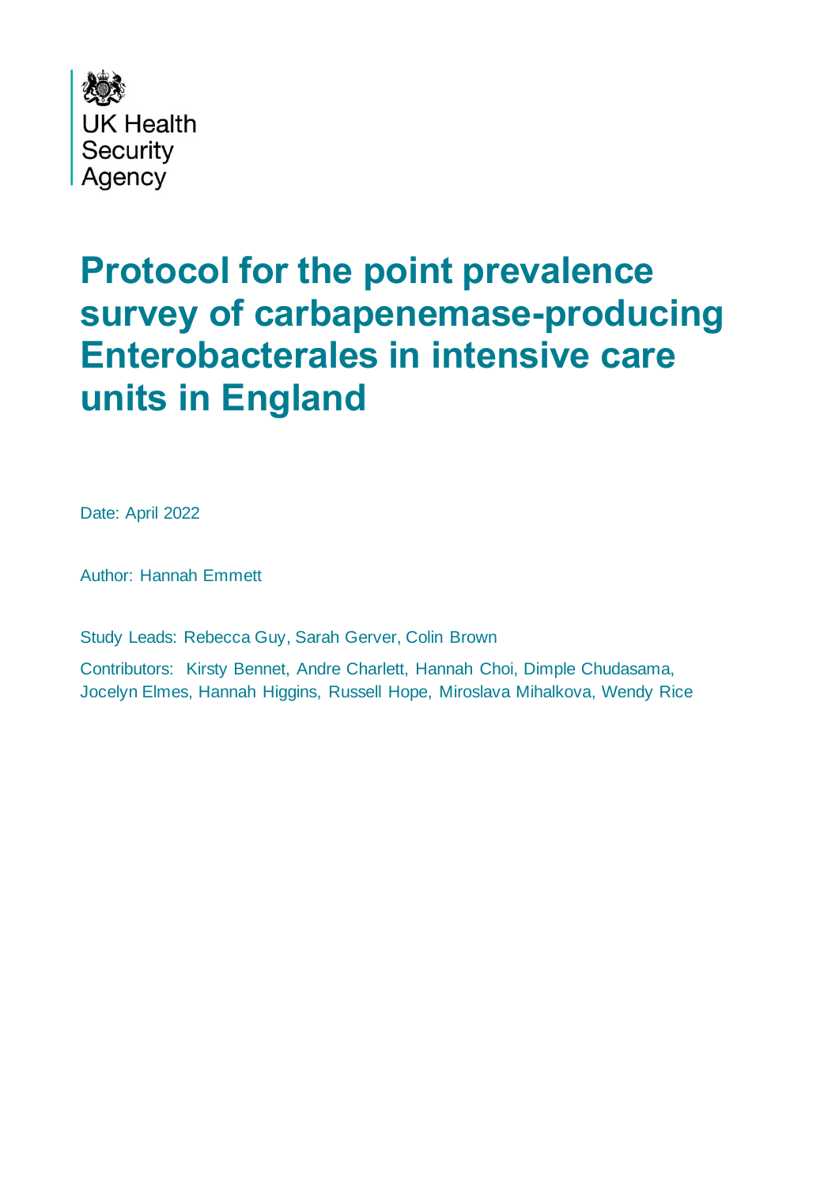UK Health Security Agency

# Protocol for the point prevalence survey of carbapenemase-producing Enterobacterales in intensive care units in England

Date: April 2022

Author: Hannah Emmett

Study Leads: Rebecca Guy, Sarah Gerver, Colin Brown

Contributors: Kirsty Bennet, Andre Charlett, Hannah Choi, Dimple Chudasama, Jocelyn Elmes, Hannah Higgins, Russell Hope, Miroslava Mihalkova, Wendy Rice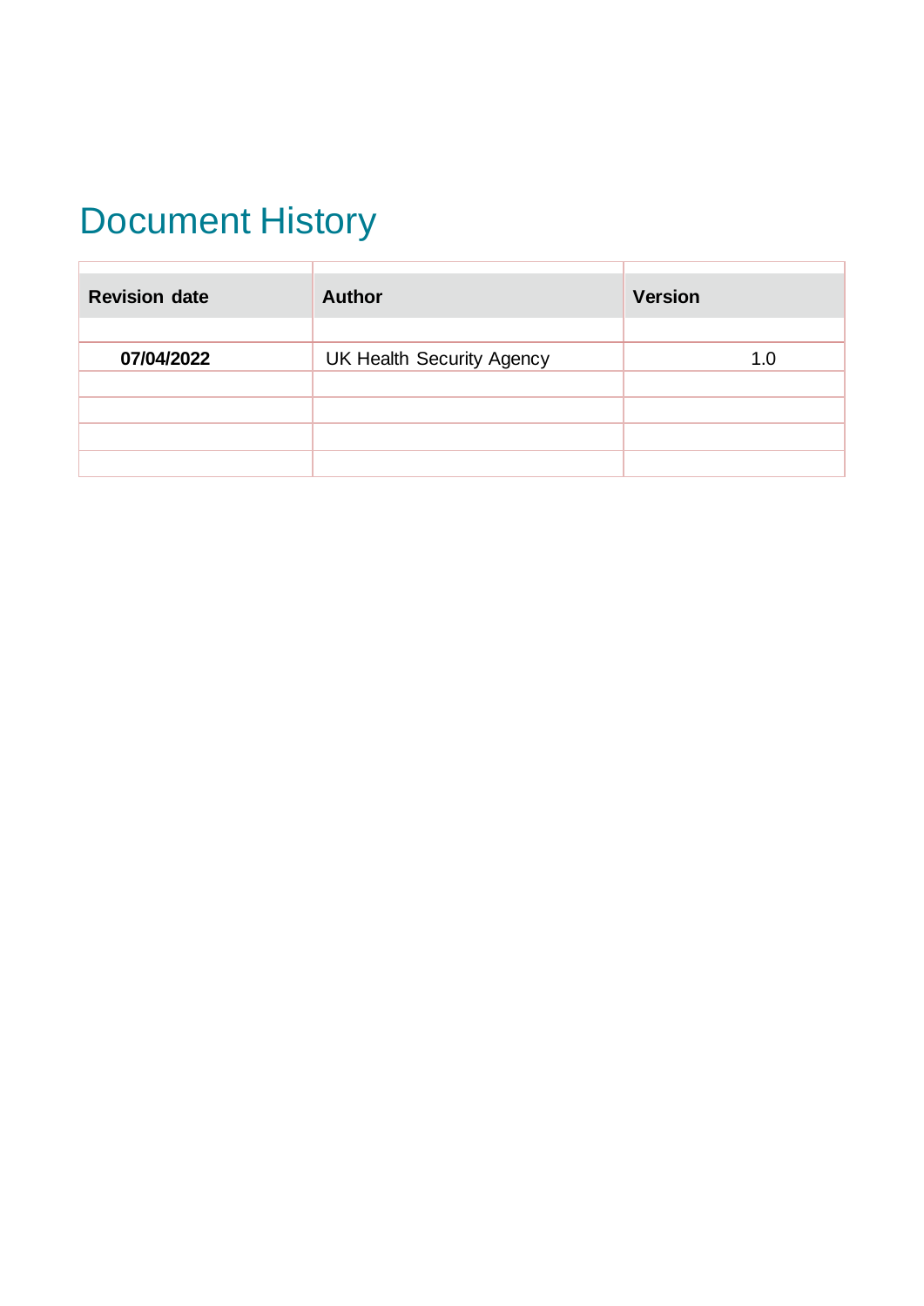# Document History

| Revision date | Author | Version |
|---|---|---|
| **07/04/2022** | UK Health Security Agency | 1.0 |
| | | |
| | | |
| | | |
| | | |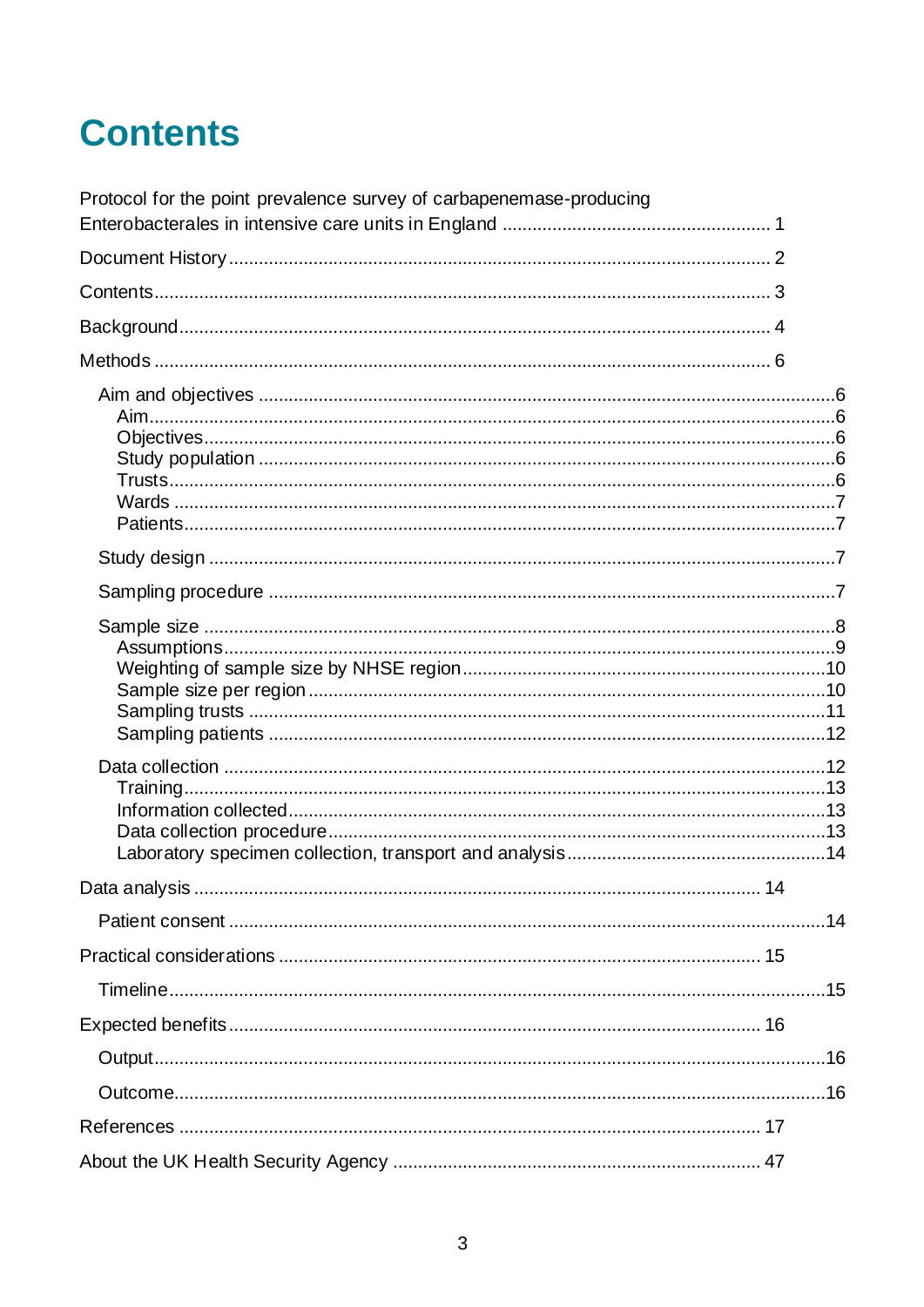# Contents

Protocol for the point prevalence survey of carbapenemase-producing Enterobacterales in intensive care units in England ..................................................... 1

Document History ........................................................................................................... 2

Contents ......................................................................................................................... 3

Background .................................................................................................................... 4

Methods .......................................................................................................................... 6

- Aim and objectives ....................................................................................................... 6
  - Aim ............................................................................................................................. 6
  - Objectives .................................................................................................................. 6
  - Study population ........................................................................................................ 6
  - Trusts ......................................................................................................................... 6
  - Wards ......................................................................................................................... 7
  - Patients ...................................................................................................................... 7
- Study design ................................................................................................................. 7
- Sampling procedure ..................................................................................................... 7
- Sample size ................................................................................................................... 8
  - Assumptions ............................................................................................................... 9
  - Weighting of sample size by NHSE region .............................................................. 10
  - Sample size per region ............................................................................................ 10
  - Sampling trusts ........................................................................................................ 11
  - Sampling patients ..................................................................................................... 12
- Data collection ............................................................................................................ 12
  - Training .................................................................................................................... 13
  - Information collected ................................................................................................ 13
  - Data collection procedure ........................................................................................ 13
  - Laboratory specimen collection, transport and analysis .......................................... 14

Data analysis ................................................................................................................ 14

- Patient consent ........................................................................................................... 14

Practical considerations ............................................................................................... 15

- Timeline ...................................................................................................................... 15

Expected benefits ......................................................................................................... 16

- Output ......................................................................................................................... 16
- Outcome ..................................................................................................................... 16

References ................................................................................................................... 17

About the UK Health Security Agency ......................................................................... 47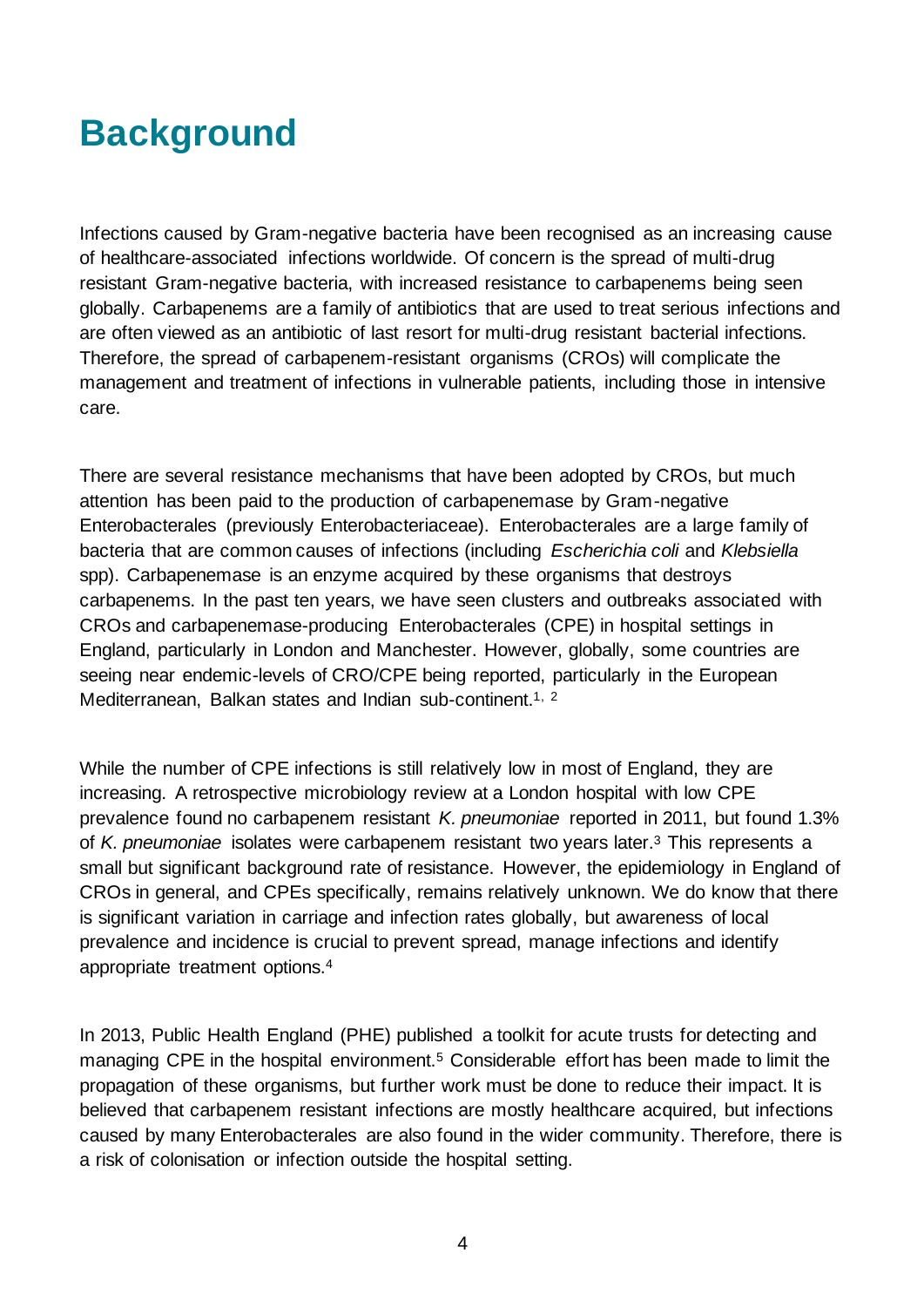# Background

Infections caused by Gram-negative bacteria have been recognised as an increasing cause of healthcare-associated infections worldwide. Of concern is the spread of multi-drug resistant Gram-negative bacteria, with increased resistance to carbapenems being seen globally. Carbapenems are a family of antibiotics that are used to treat serious infections and are often viewed as an antibiotic of last resort for multi-drug resistant bacterial infections. Therefore, the spread of carbapenem-resistant organisms (CROs) will complicate the management and treatment of infections in vulnerable patients, including those in intensive care.

There are several resistance mechanisms that have been adopted by CROs, but much attention has been paid to the production of carbapenemase by Gram-negative Enterobacterales (previously Enterobacteriaceae). Enterobacterales are a large family of bacteria that are common causes of infections (including *Escherichia coli* and *Klebsiella* spp). Carbapenemase is an enzyme acquired by these organisms that destroys carbapenems. In the past ten years, we have seen clusters and outbreaks associated with CROs and carbapenemase-producing Enterobacterales (CPE) in hospital settings in England, particularly in London and Manchester. However, globally, some countries are seeing near endemic-levels of CRO/CPE being reported, particularly in the European Mediterranean, Balkan states and Indian sub-continent.[1, 2]

While the number of CPE infections is still relatively low in most of England, they are increasing. A retrospective microbiology review at a London hospital with low CPE prevalence found no carbapenem resistant *K. pneumoniae* reported in 2011, but found 1.3% of *K. pneumoniae* isolates were carbapenem resistant two years later.[3] This represents a small but significant background rate of resistance. However, the epidemiology in England of CROs in general, and CPEs specifically, remains relatively unknown. We do know that there is significant variation in carriage and infection rates globally, but awareness of local prevalence and incidence is crucial to prevent spread, manage infections and identify appropriate treatment options.[4]

In 2013, Public Health England (PHE) published a toolkit for acute trusts for detecting and managing CPE in the hospital environment.[5] Considerable effort has been made to limit the propagation of these organisms, but further work must be done to reduce their impact. It is believed that carbapenem resistant infections are mostly healthcare acquired, but infections caused by many Enterobacterales are also found in the wider community. Therefore, there is a risk of colonisation or infection outside the hospital setting.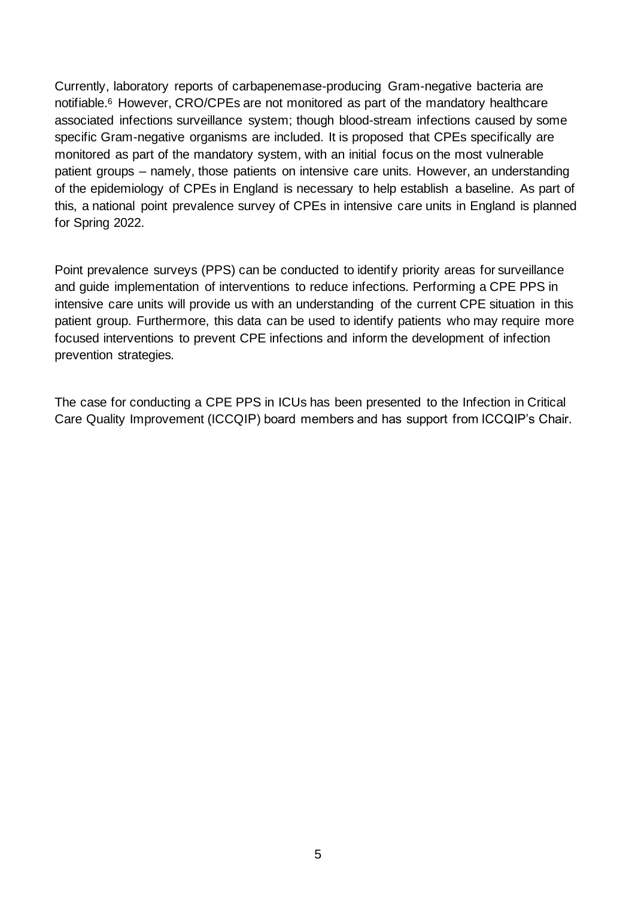Currently, laboratory reports of carbapenemase-producing Gram-negative bacteria are notifiable.[6] However, CRO/CPEs are not monitored as part of the mandatory healthcare associated infections surveillance system; though blood-stream infections caused by some specific Gram-negative organisms are included. It is proposed that CPEs specifically are monitored as part of the mandatory system, with an initial focus on the most vulnerable patient groups – namely, those patients on intensive care units. However, an understanding of the epidemiology of CPEs in England is necessary to help establish a baseline. As part of this, a national point prevalence survey of CPEs in intensive care units in England is planned for Spring 2022.

Point prevalence surveys (PPS) can be conducted to identify priority areas for surveillance and guide implementation of interventions to reduce infections. Performing a CPE PPS in intensive care units will provide us with an understanding of the current CPE situation in this patient group. Furthermore, this data can be used to identify patients who may require more focused interventions to prevent CPE infections and inform the development of infection prevention strategies.

The case for conducting a CPE PPS in ICUs has been presented to the Infection in Critical Care Quality Improvement (ICCQIP) board members and has support from ICCQIP's Chair.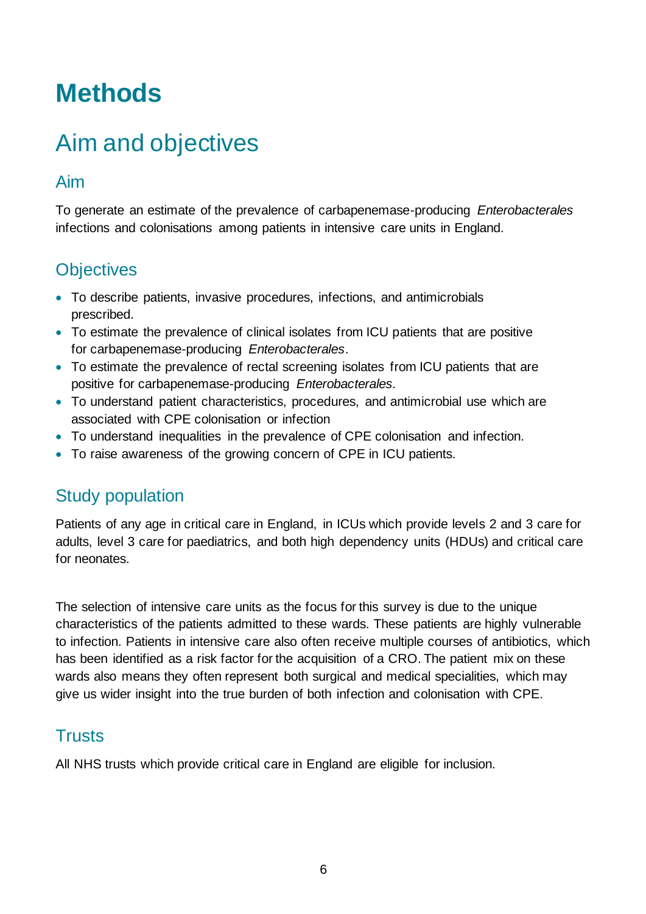# Methods

## Aim and objectives

### Aim

To generate an estimate of the prevalence of carbapenemase-producing *Enterobacterales* infections and colonisations among patients in intensive care units in England.

### Objectives

- To describe patients, invasive procedures, infections, and antimicrobials prescribed.
- To estimate the prevalence of clinical isolates from ICU patients that are positive for carbapenemase-producing *Enterobacterales*.
- To estimate the prevalence of rectal screening isolates from ICU patients that are positive for carbapenemase-producing *Enterobacterales*.
- To understand patient characteristics, procedures, and antimicrobial use which are associated with CPE colonisation or infection
- To understand inequalities in the prevalence of CPE colonisation and infection.
- To raise awareness of the growing concern of CPE in ICU patients.

### Study population

Patients of any age in critical care in England, in ICUs which provide levels 2 and 3 care for adults, level 3 care for paediatrics, and both high dependency units (HDUs) and critical care for neonates.

The selection of intensive care units as the focus for this survey is due to the unique characteristics of the patients admitted to these wards. These patients are highly vulnerable to infection. Patients in intensive care also often receive multiple courses of antibiotics, which has been identified as a risk factor for the acquisition of a CRO. The patient mix on these wards also means they often represent both surgical and medical specialities, which may give us wider insight into the true burden of both infection and colonisation with CPE.

### Trusts

All NHS trusts which provide critical care in England are eligible for inclusion.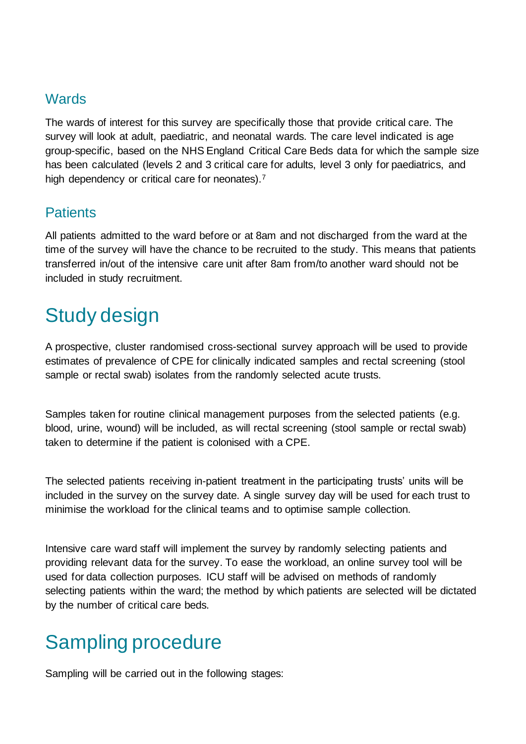### Wards

The wards of interest for this survey are specifically those that provide critical care. The survey will look at adult, paediatric, and neonatal wards. The care level indicated is age group-specific, based on the NHS England Critical Care Beds data for which the sample size has been calculated (levels 2 and 3 critical care for adults, level 3 only for paediatrics, and high dependency or critical care for neonates).[7]

### Patients

All patients admitted to the ward before or at 8am and not discharged from the ward at the time of the survey will have the chance to be recruited to the study. This means that patients transferred in/out of the intensive care unit after 8am from/to another ward should not be included in study recruitment.

## Study design

A prospective, cluster randomised cross-sectional survey approach will be used to provide estimates of prevalence of CPE for clinically indicated samples and rectal screening (stool sample or rectal swab) isolates from the randomly selected acute trusts.

Samples taken for routine clinical management purposes from the selected patients (e.g. blood, urine, wound) will be included, as will rectal screening (stool sample or rectal swab) taken to determine if the patient is colonised with a CPE.

The selected patients receiving in-patient treatment in the participating trusts' units will be included in the survey on the survey date. A single survey day will be used for each trust to minimise the workload for the clinical teams and to optimise sample collection.

Intensive care ward staff will implement the survey by randomly selecting patients and providing relevant data for the survey. To ease the workload, an online survey tool will be used for data collection purposes. ICU staff will be advised on methods of randomly selecting patients within the ward; the method by which patients are selected will be dictated by the number of critical care beds.

## Sampling procedure

Sampling will be carried out in the following stages: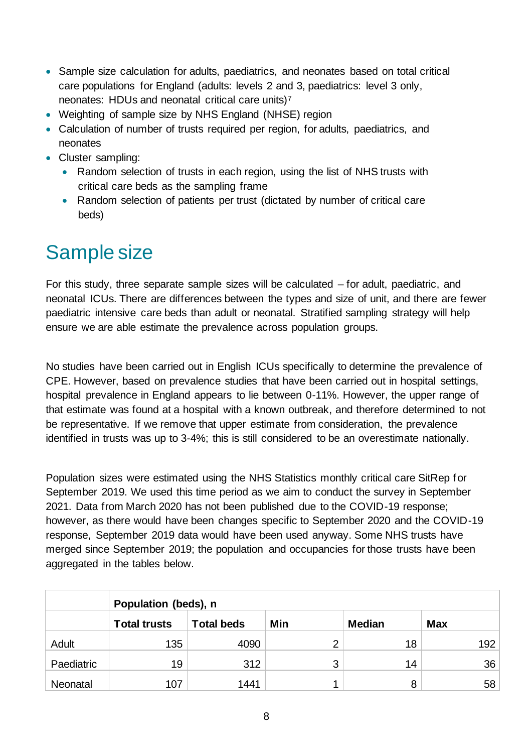- Sample size calculation for adults, paediatrics, and neonates based on total critical care populations for England (adults: levels 2 and 3, paediatrics: level 3 only, neonates: HDUs and neonatal critical care units)[7]
- Weighting of sample size by NHS England (NHSE) region
- Calculation of number of trusts required per region, for adults, paediatrics, and neonates
- Cluster sampling:
  - Random selection of trusts in each region, using the list of NHS trusts with critical care beds as the sampling frame
  - Random selection of patients per trust (dictated by number of critical care beds)

# Sample size

For this study, three separate sample sizes will be calculated – for adult, paediatric, and neonatal ICUs. There are differences between the types and size of unit, and there are fewer paediatric intensive care beds than adult or neonatal. Stratified sampling strategy will help ensure we are able estimate the prevalence across population groups.

No studies have been carried out in English ICUs specifically to determine the prevalence of CPE. However, based on prevalence studies that have been carried out in hospital settings, hospital prevalence in England appears to lie between 0-11%. However, the upper range of that estimate was found at a hospital with a known outbreak, and therefore determined to not be representative. If we remove that upper estimate from consideration, the prevalence identified in trusts was up to 3-4%; this is still considered to be an overestimate nationally.

Population sizes were estimated using the NHS Statistics monthly critical care SitRep for September 2019. We used this time period as we aim to conduct the survey in September 2021. Data from March 2020 has not been published due to the COVID-19 response; however, as there would have been changes specific to September 2020 and the COVID-19 response, September 2019 data would have been used anyway. Some NHS trusts have merged since September 2019; the population and occupancies for those trusts have been aggregated in the tables below.

| | **Population (beds), n** | | | | |
|---|---|---|---|---|---|
| | **Total trusts** | **Total beds** | **Min** | **Median** | **Max** |
| Adult | 135 | 4090 | 2 | 18 | 192 |
| Paediatric | 19 | 312 | 3 | 14 | 36 |
| Neonatal | 107 | 1441 | 1 | 8 | 58 |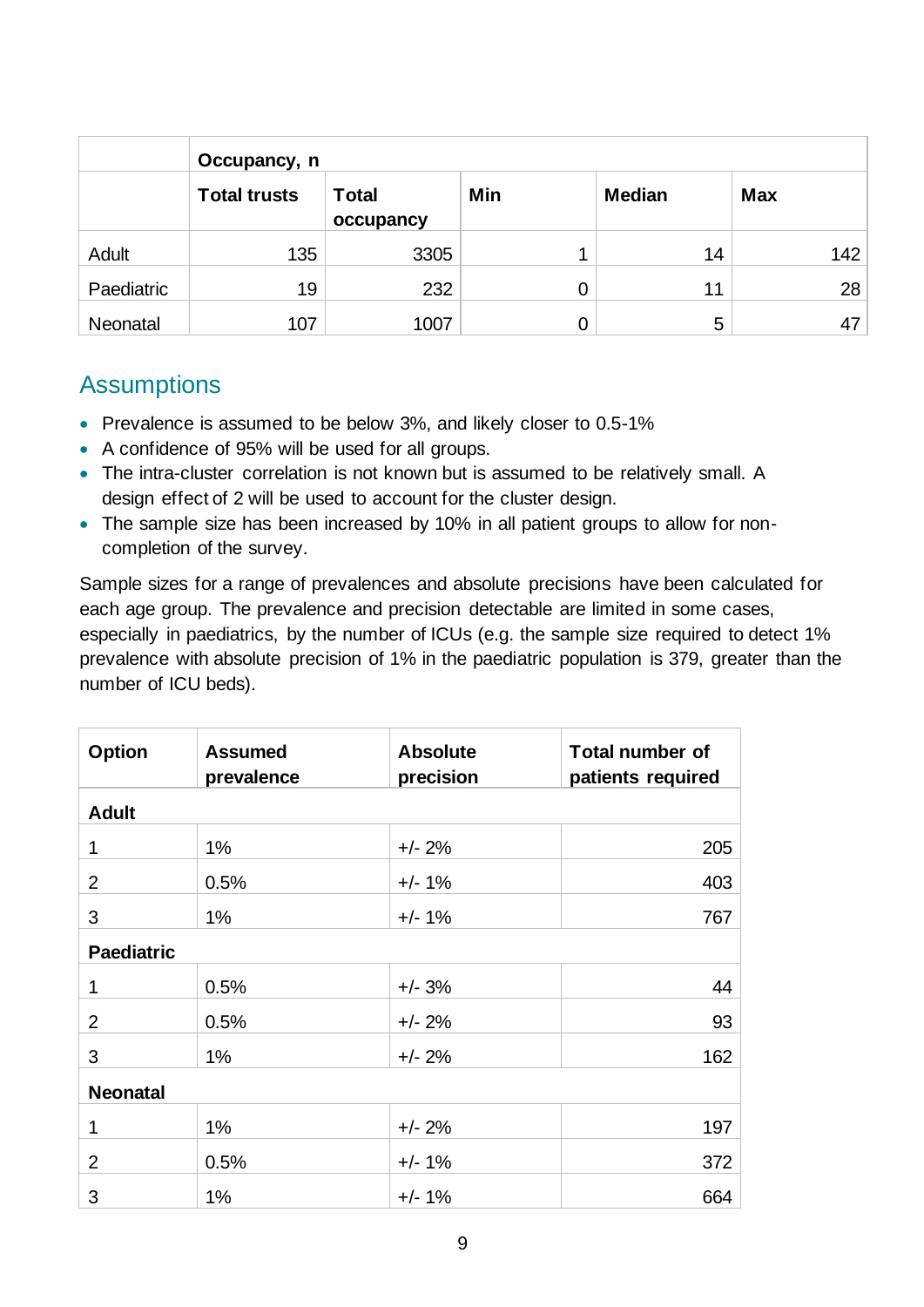| | Occupancy, n | | | | |
|---|---|---|---|---|---|
| | **Total trusts** | **Total occupancy** | **Min** | **Median** | **Max** |
| Adult | 135 | 3305 | 1 | 14 | 142 |
| Paediatric | 19 | 232 | 0 | 11 | 28 |
| Neonatal | 107 | 1007 | 0 | 5 | 47 |

## Assumptions

- Prevalence is assumed to be below 3%, and likely closer to 0.5-1%
- A confidence of 95% will be used for all groups.
- The intra-cluster correlation is not known but is assumed to be relatively small. A design effect of 2 will be used to account for the cluster design.
- The sample size has been increased by 10% in all patient groups to allow for non-completion of the survey.

Sample sizes for a range of prevalences and absolute precisions have been calculated for each age group. The prevalence and precision detectable are limited in some cases, especially in paediatrics, by the number of ICUs (e.g. the sample size required to detect 1% prevalence with absolute precision of 1% in the paediatric population is 379, greater than the number of ICU beds).

| Option | Assumed prevalence | Absolute precision | Total number of patients required |
|---|---|---|---|
| **Adult** | | | |
| 1 | 1% | +/- 2% | 205 |
| 2 | 0.5% | +/- 1% | 403 |
| 3 | 1% | +/- 1% | 767 |
| **Paediatric** | | | |
| 1 | 0.5% | +/- 3% | 44 |
| 2 | 0.5% | +/- 2% | 93 |
| 3 | 1% | +/- 2% | 162 |
| **Neonatal** | | | |
| 1 | 1% | +/- 2% | 197 |
| 2 | 0.5% | +/- 1% | 372 |
| 3 | 1% | +/- 1% | 664 |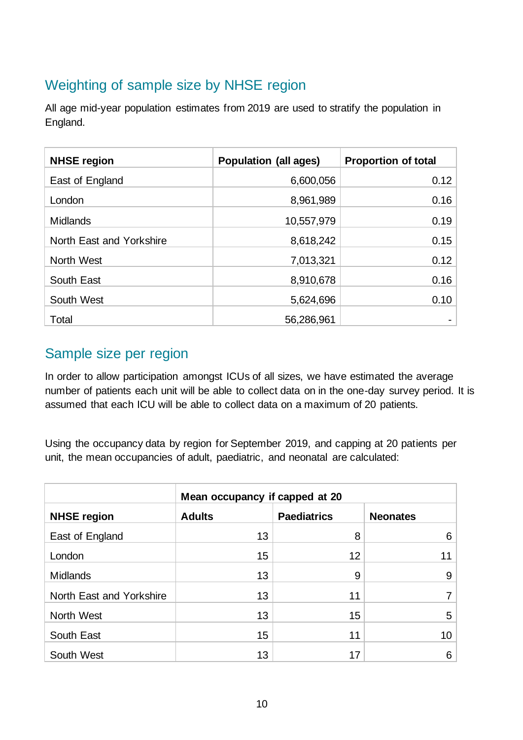## Weighting of sample size by NHSE region

All age mid-year population estimates from 2019 are used to stratify the population in England.

| NHSE region | Population (all ages) | Proportion of total |
|---|---|---|
| East of England | 6,600,056 | 0.12 |
| London | 8,961,989 | 0.16 |
| Midlands | 10,557,979 | 0.19 |
| North East and Yorkshire | 8,618,242 | 0.15 |
| North West | 7,013,321 | 0.12 |
| South East | 8,910,678 | 0.16 |
| South West | 5,624,696 | 0.10 |
| Total | 56,286,961 | - |

## Sample size per region

In order to allow participation amongst ICUs of all sizes, we have estimated the average number of patients each unit will be able to collect data on in the one-day survey period. It is assumed that each ICU will be able to collect data on a maximum of 20 patients.

Using the occupancy data by region for September 2019, and capping at 20 patients per unit, the mean occupancies of adult, paediatric, and neonatal are calculated:

| | Mean occupancy if capped at 20 | | |
|---|---|---|---|
| **NHSE region** | **Adults** | **Paediatrics** | **Neonates** |
| East of England | 13 | 8 | 6 |
| London | 15 | 12 | 11 |
| Midlands | 13 | 9 | 9 |
| North East and Yorkshire | 13 | 11 | 7 |
| North West | 13 | 15 | 5 |
| South East | 15 | 11 | 10 |
| South West | 13 | 17 | 6 |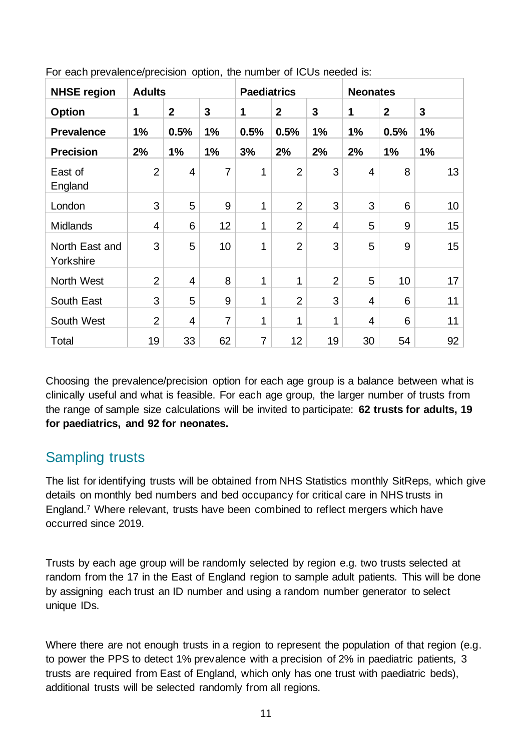For each prevalence/precision option, the number of ICUs needed is:

| NHSE region | Adults | | | Paediatrics | | | Neonates | | |
|---|---|---|---|---|---|---|---|---|---|
| **Option** | **1** | **2** | **3** | **1** | **2** | **3** | **1** | **2** | **3** |
| **Prevalence** | **1%** | **0.5%** | **1%** | **0.5%** | **0.5%** | **1%** | **1%** | **0.5%** | **1%** |
| **Precision** | **2%** | **1%** | **1%** | **3%** | **2%** | **2%** | **2%** | **1%** | **1%** |
| East of England | 2 | 4 | 7 | 1 | 2 | 3 | 4 | 8 | 13 |
| London | 3 | 5 | 9 | 1 | 2 | 3 | 3 | 6 | 10 |
| Midlands | 4 | 6 | 12 | 1 | 2 | 4 | 5 | 9 | 15 |
| North East and Yorkshire | 3 | 5 | 10 | 1 | 2 | 3 | 5 | 9 | 15 |
| North West | 2 | 4 | 8 | 1 | 1 | 2 | 5 | 10 | 17 |
| South East | 3 | 5 | 9 | 1 | 2 | 3 | 4 | 6 | 11 |
| South West | 2 | 4 | 7 | 1 | 1 | 1 | 4 | 6 | 11 |
| Total | 19 | 33 | 62 | 7 | 12 | 19 | 30 | 54 | 92 |

Choosing the prevalence/precision option for each age group is a balance between what is clinically useful and what is feasible. For each age group, the larger number of trusts from the range of sample size calculations will be invited to participate: **62 trusts for adults, 19 for paediatrics, and 92 for neonates.**

## Sampling trusts

The list for identifying trusts will be obtained from NHS Statistics monthly SitReps, which give details on monthly bed numbers and bed occupancy for critical care in NHS trusts in England.[7] Where relevant, trusts have been combined to reflect mergers which have occurred since 2019.

Trusts by each age group will be randomly selected by region e.g. two trusts selected at random from the 17 in the East of England region to sample adult patients. This will be done by assigning each trust an ID number and using a random number generator to select unique IDs.

Where there are not enough trusts in a region to represent the population of that region (e.g. to power the PPS to detect 1% prevalence with a precision of 2% in paediatric patients, 3 trusts are required from East of England, which only has one trust with paediatric beds), additional trusts will be selected randomly from all regions.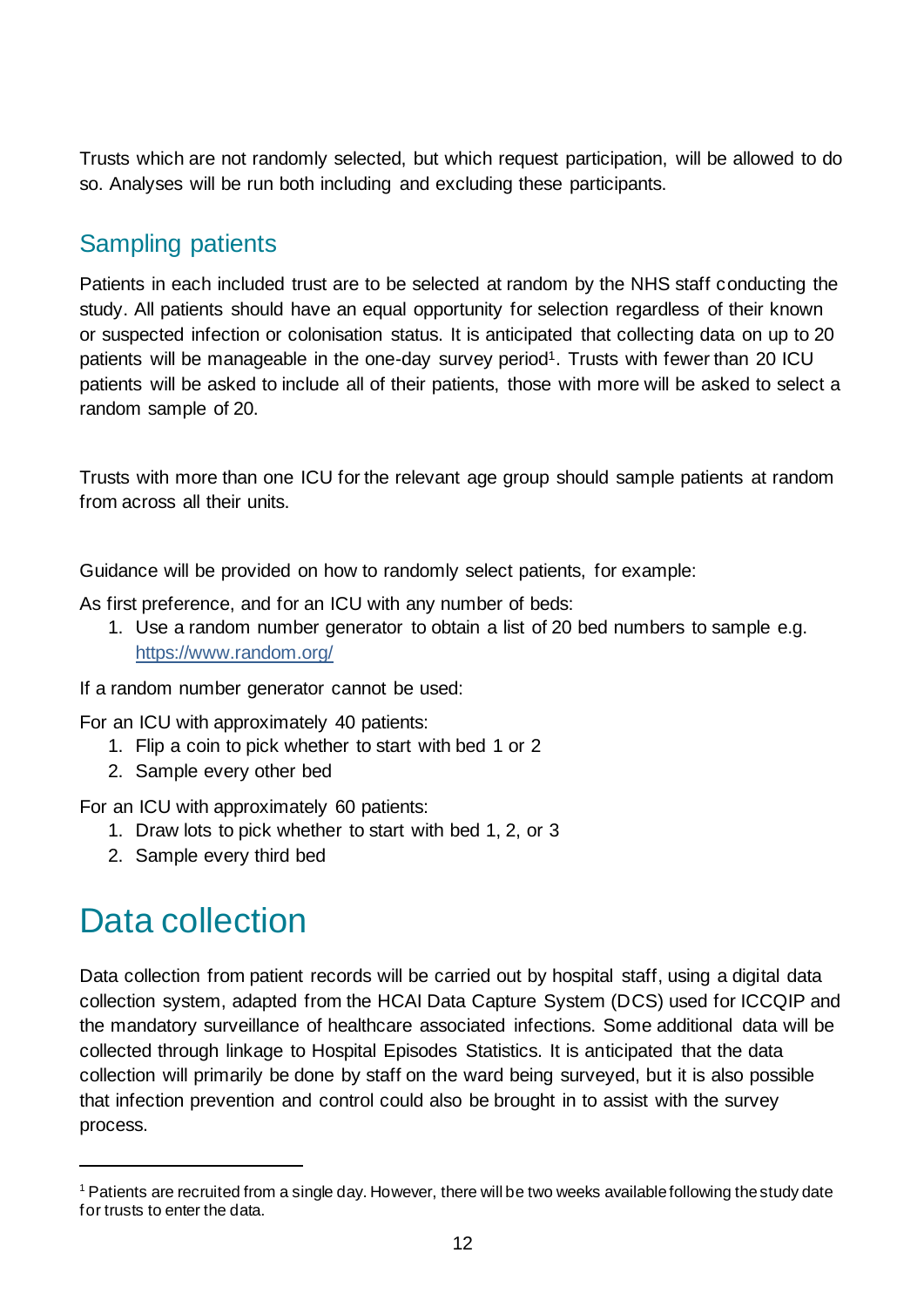Trusts which are not randomly selected, but which request participation, will be allowed to do so. Analyses will be run both including and excluding these participants.

## Sampling patients

Patients in each included trust are to be selected at random by the NHS staff conducting the study. All patients should have an equal opportunity for selection regardless of their known or suspected infection or colonisation status. It is anticipated that collecting data on up to 20 patients will be manageable in the one-day survey period[1]. Trusts with fewer than 20 ICU patients will be asked to include all of their patients, those with more will be asked to select a random sample of 20.

Trusts with more than one ICU for the relevant age group should sample patients at random from across all their units.

Guidance will be provided on how to randomly select patients, for example:

As first preference, and for an ICU with any number of beds:

1. Use a random number generator to obtain a list of 20 bed numbers to sample e.g. https://www.random.org/

If a random number generator cannot be used:

For an ICU with approximately 40 patients:

1. Flip a coin to pick whether to start with bed 1 or 2
2. Sample every other bed

For an ICU with approximately 60 patients:

1. Draw lots to pick whether to start with bed 1, 2, or 3
2. Sample every third bed

# Data collection

Data collection from patient records will be carried out by hospital staff, using a digital data collection system, adapted from the HCAI Data Capture System (DCS) used for ICCQIP and the mandatory surveillance of healthcare associated infections. Some additional data will be collected through linkage to Hospital Episodes Statistics. It is anticipated that the data collection will primarily be done by staff on the ward being surveyed, but it is also possible that infection prevention and control could also be brought in to assist with the survey process.

[1] Patients are recruited from a single day. However, there will be two weeks available following the study date for trusts to enter the data.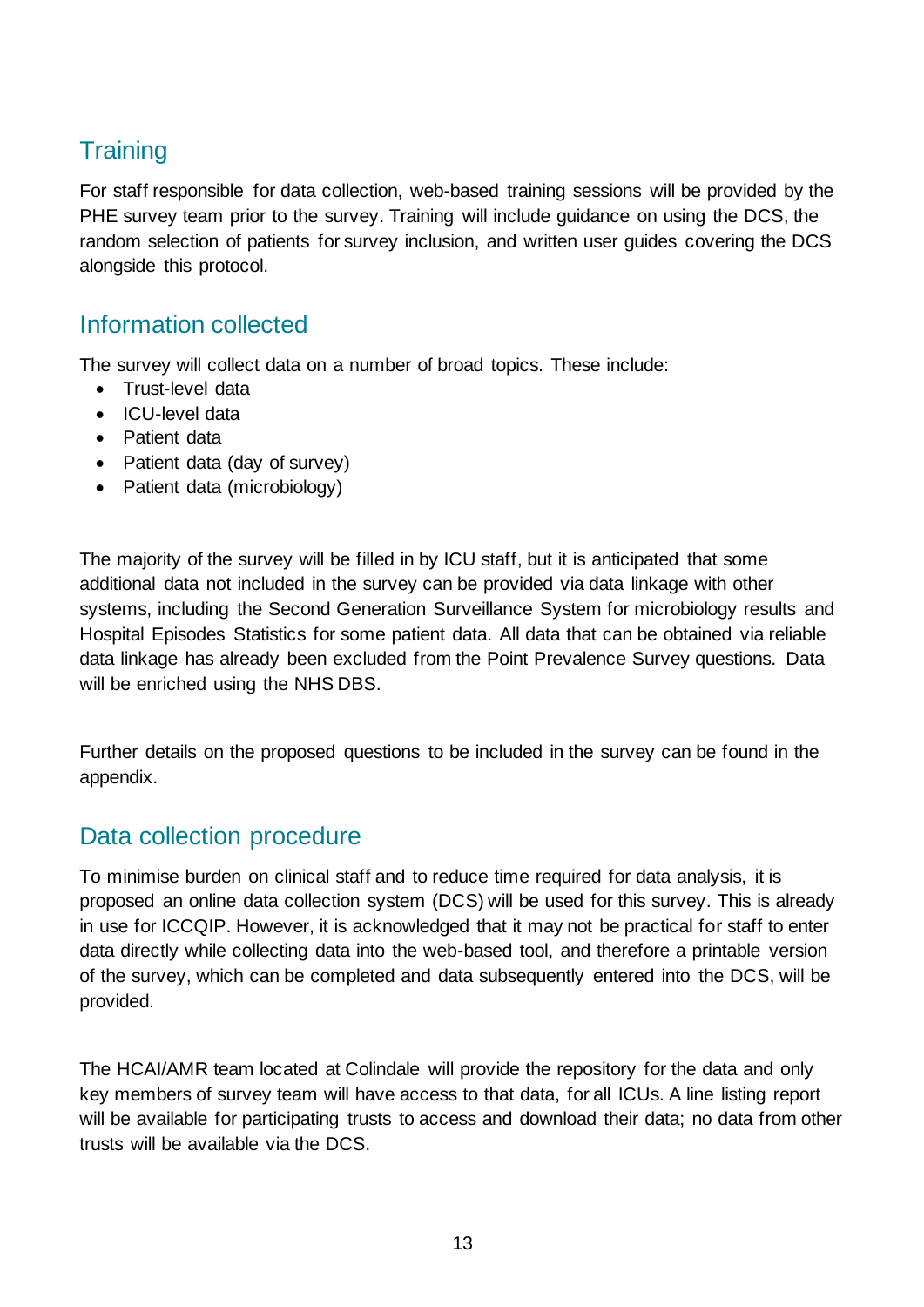## Training

For staff responsible for data collection, web-based training sessions will be provided by the PHE survey team prior to the survey. Training will include guidance on using the DCS, the random selection of patients for survey inclusion, and written user guides covering the DCS alongside this protocol.

## Information collected

The survey will collect data on a number of broad topics. These include:

- Trust-level data
- ICU-level data
- Patient data
- Patient data (day of survey)
- Patient data (microbiology)

The majority of the survey will be filled in by ICU staff, but it is anticipated that some additional data not included in the survey can be provided via data linkage with other systems, including the Second Generation Surveillance System for microbiology results and Hospital Episodes Statistics for some patient data. All data that can be obtained via reliable data linkage has already been excluded from the Point Prevalence Survey questions. Data will be enriched using the NHS DBS.

Further details on the proposed questions to be included in the survey can be found in the appendix.

## Data collection procedure

To minimise burden on clinical staff and to reduce time required for data analysis, it is proposed an online data collection system (DCS) will be used for this survey. This is already in use for ICCQIP. However, it is acknowledged that it may not be practical for staff to enter data directly while collecting data into the web-based tool, and therefore a printable version of the survey, which can be completed and data subsequently entered into the DCS, will be provided.

The HCAI/AMR team located at Colindale will provide the repository for the data and only key members of survey team will have access to that data, for all ICUs. A line listing report will be available for participating trusts to access and download their data; no data from other trusts will be available via the DCS.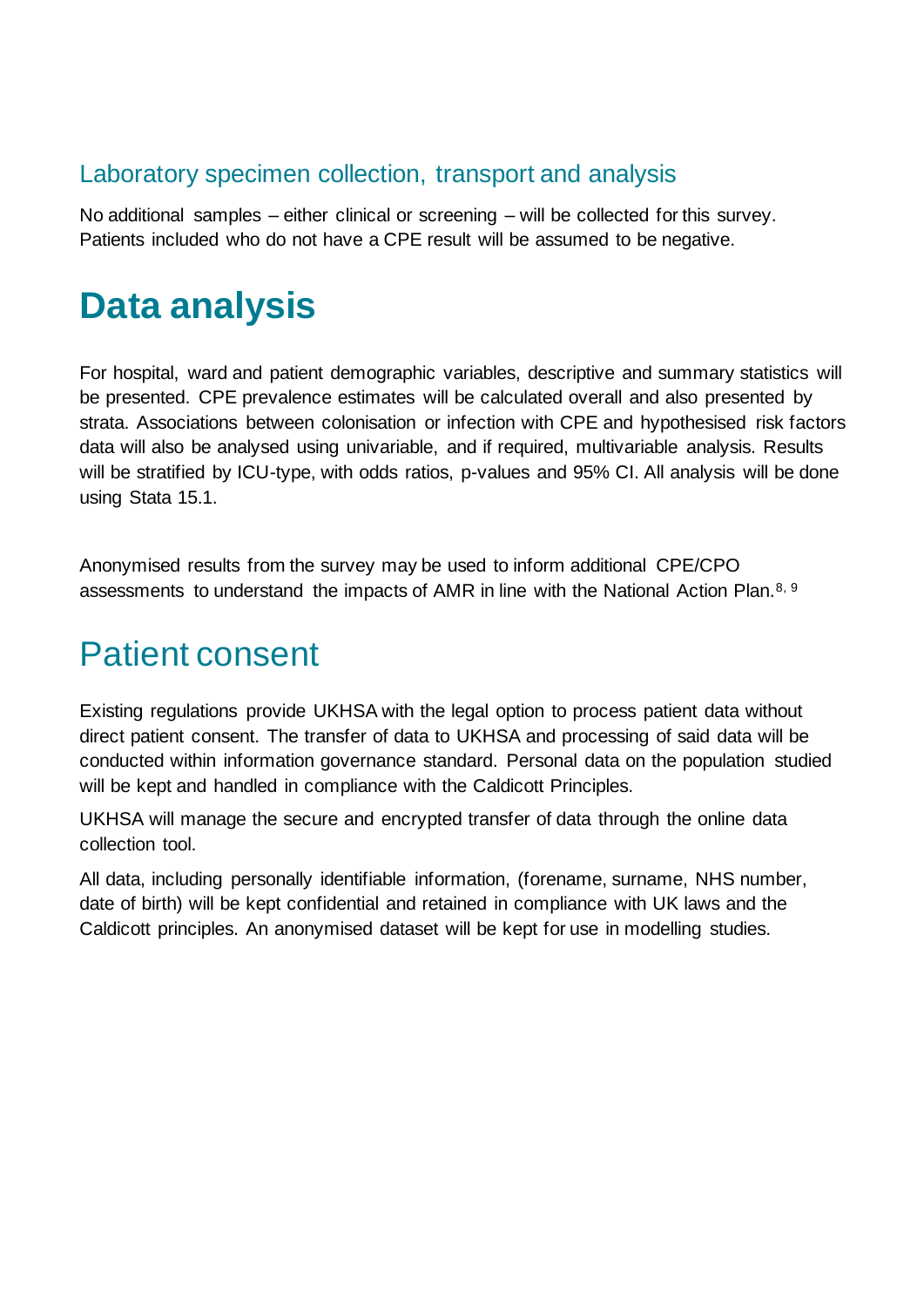### Laboratory specimen collection, transport and analysis

No additional samples – either clinical or screening – will be collected for this survey. Patients included who do not have a CPE result will be assumed to be negative.

# Data analysis

For hospital, ward and patient demographic variables, descriptive and summary statistics will be presented. CPE prevalence estimates will be calculated overall and also presented by strata. Associations between colonisation or infection with CPE and hypothesised risk factors data will also be analysed using univariable, and if required, multivariable analysis. Results will be stratified by ICU-type, with odds ratios, p-values and 95% CI. All analysis will be done using Stata 15.1.

Anonymised results from the survey may be used to inform additional CPE/CPO assessments to understand the impacts of AMR in line with the National Action Plan.[8, 9]

## Patient consent

Existing regulations provide UKHSA with the legal option to process patient data without direct patient consent. The transfer of data to UKHSA and processing of said data will be conducted within information governance standard. Personal data on the population studied will be kept and handled in compliance with the Caldicott Principles.

UKHSA will manage the secure and encrypted transfer of data through the online data collection tool.

All data, including personally identifiable information, (forename, surname, NHS number, date of birth) will be kept confidential and retained in compliance with UK laws and the Caldicott principles. An anonymised dataset will be kept for use in modelling studies.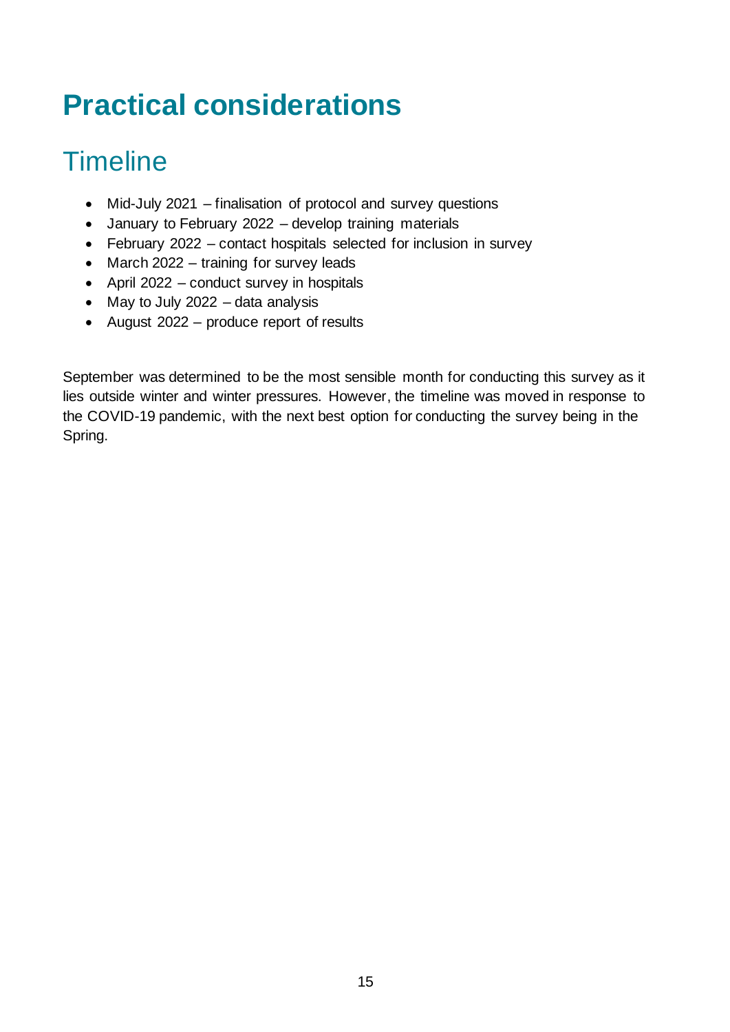# Practical considerations

## Timeline

- Mid-July 2021 – finalisation of protocol and survey questions
- January to February 2022 – develop training materials
- February 2022 – contact hospitals selected for inclusion in survey
- March 2022 – training for survey leads
- April 2022 – conduct survey in hospitals
- May to July 2022 – data analysis
- August 2022 – produce report of results

September was determined to be the most sensible month for conducting this survey as it lies outside winter and winter pressures. However, the timeline was moved in response to the COVID-19 pandemic, with the next best option for conducting the survey being in the Spring.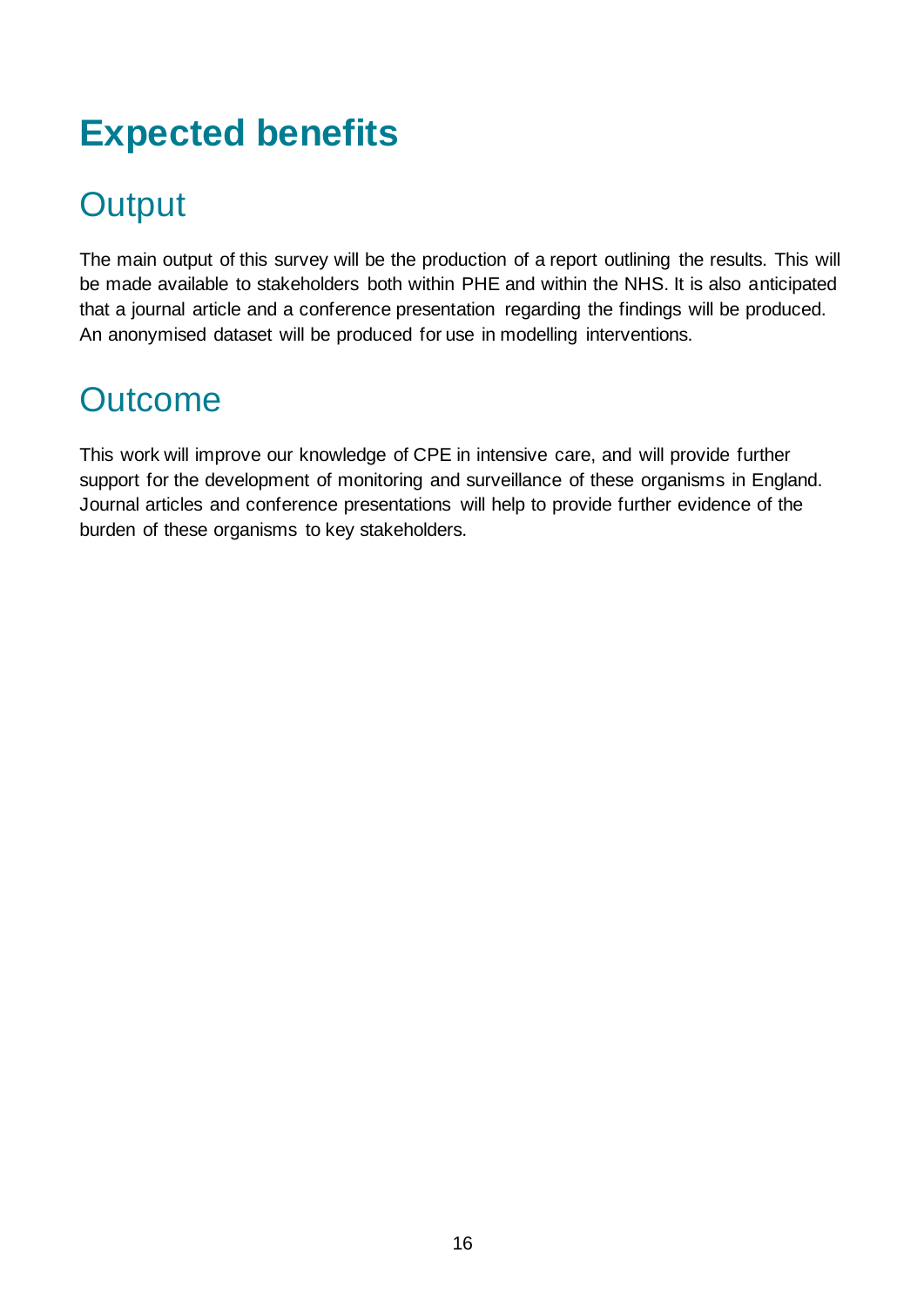# Expected benefits

## Output

The main output of this survey will be the production of a report outlining the results. This will be made available to stakeholders both within PHE and within the NHS. It is also anticipated that a journal article and a conference presentation regarding the findings will be produced. An anonymised dataset will be produced for use in modelling interventions.

## Outcome

This work will improve our knowledge of CPE in intensive care, and will provide further support for the development of monitoring and surveillance of these organisms in England. Journal articles and conference presentations will help to provide further evidence of the burden of these organisms to key stakeholders.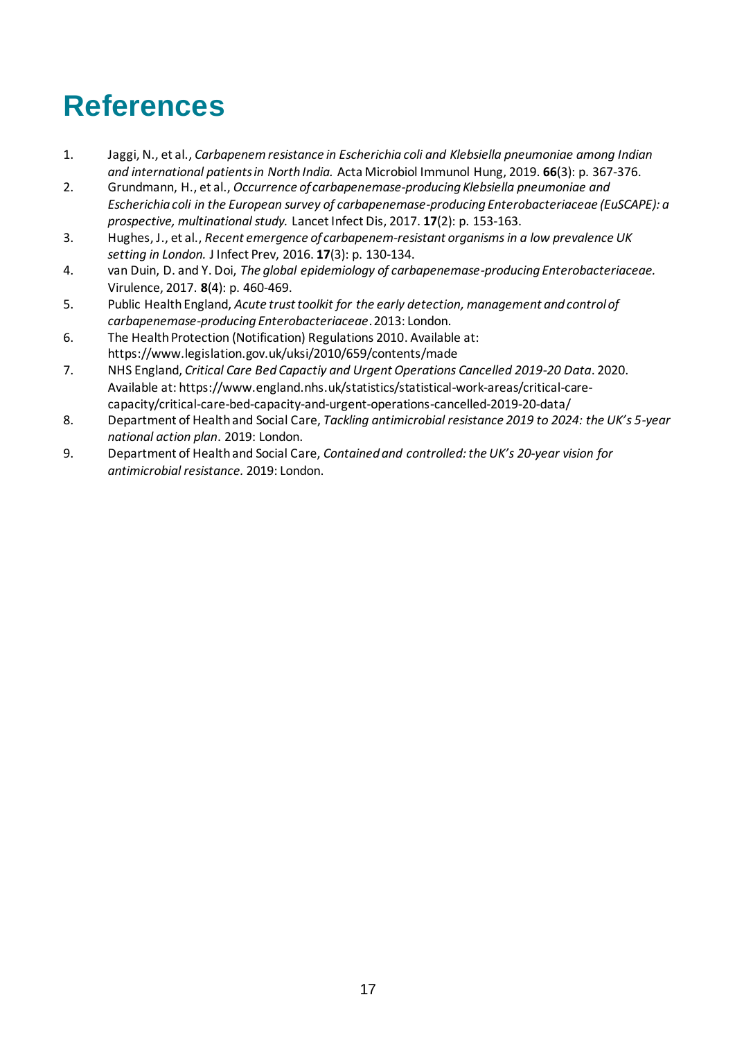# References

1. Jaggi, N., et al., *Carbapenem resistance in Escherichia coli and Klebsiella pneumoniae among Indian and international patients in North India.* Acta Microbiol Immunol Hung, 2019. **66**(3): p. 367-376.
2. Grundmann, H., et al., *Occurrence of carbapenemase-producing Klebsiella pneumoniae and Escherichia coli in the European survey of carbapenemase-producing Enterobacteriaceae (EuSCAPE): a prospective, multinational study.* Lancet Infect Dis, 2017. **17**(2): p. 153-163.
3. Hughes, J., et al., *Recent emergence of carbapenem-resistant organisms in a low prevalence UK setting in London.* J Infect Prev, 2016. **17**(3): p. 130-134.
4. van Duin, D. and Y. Doi, *The global epidemiology of carbapenemase-producing Enterobacteriaceae.* Virulence, 2017. **8**(4): p. 460-469.
5. Public Health England, *Acute trust toolkit for the early detection, management and control of carbapenemase-producing Enterobacteriaceae*. 2013: London.
6. The Health Protection (Notification) Regulations 2010. Available at: https://www.legislation.gov.uk/uksi/2010/659/contents/made
7. NHS England, *Critical Care Bed Capactiy and Urgent Operations Cancelled 2019-20 Data*. 2020. Available at: https://www.england.nhs.uk/statistics/statistical-work-areas/critical-care-capacity/critical-care-bed-capacity-and-urgent-operations-cancelled-2019-20-data/
8. Department of Health and Social Care, *Tackling antimicrobial resistance 2019 to 2024: the UK's 5-year national action plan*. 2019: London.
9. Department of Health and Social Care, *Contained and controlled: the UK's 20-year vision for antimicrobial resistance.* 2019: London.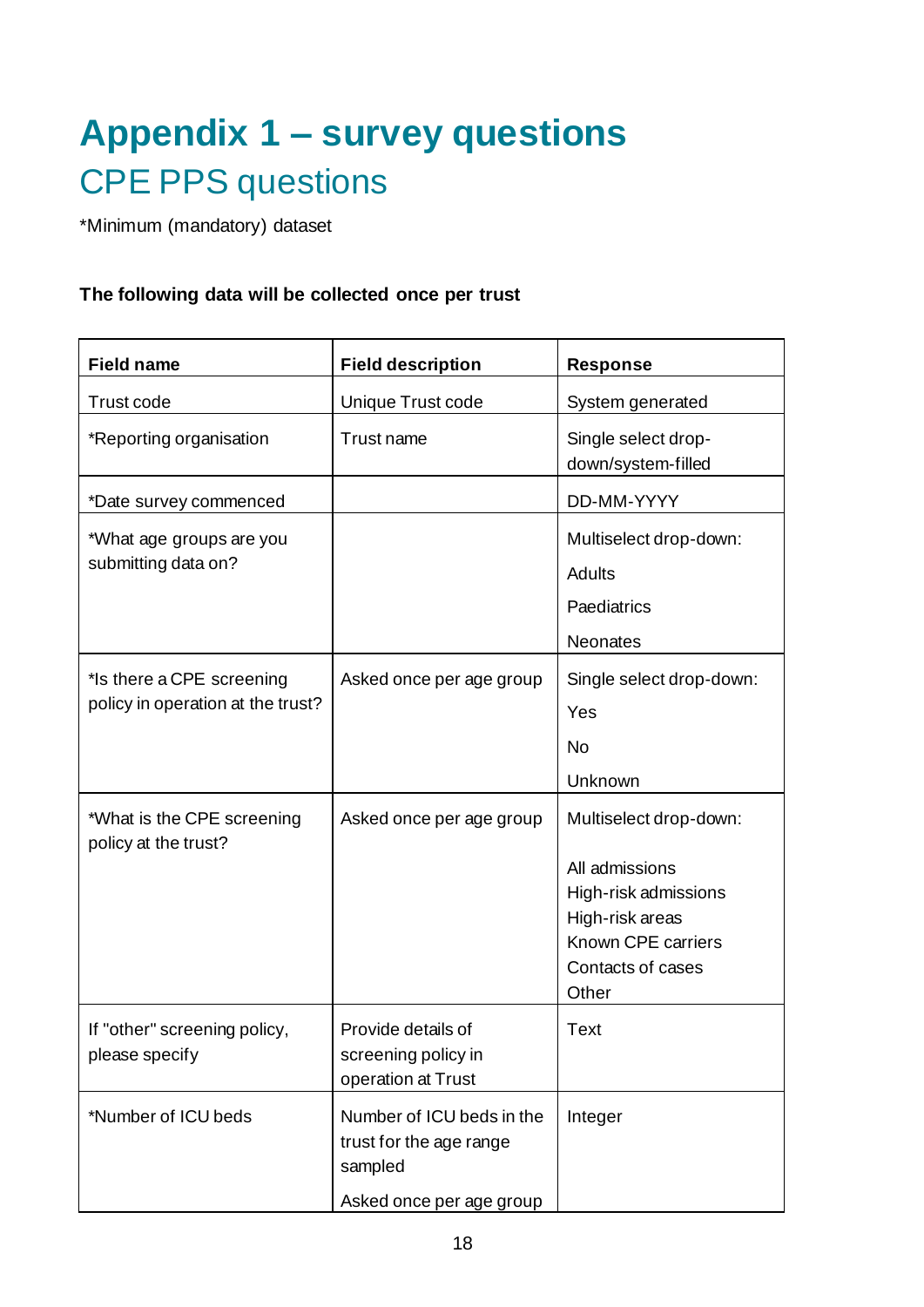# Appendix 1 – survey questions

## CPE PPS questions

*Minimum (mandatory) dataset

**The following data will be collected once per trust**

| Field name | Field description | Response |
|---|---|---|
| Trust code | Unique Trust code | System generated |
| *Reporting organisation | Trust name | Single select drop-down/system-filled |
| *Date survey commenced | | DD-MM-YYYY |
| *What age groups are you submitting data on? | | Multiselect drop-down: Adults Paediatrics Neonates |
| *Is there a CPE screening policy in operation at the trust? | Asked once per age group | Single select drop-down: Yes No Unknown |
| *What is the CPE screening policy at the trust? | Asked once per age group | Multiselect drop-down: All admissions High-risk admissions High-risk areas Known CPE carriers Contacts of cases Other |
| If "other" screening policy, please specify | Provide details of screening policy in operation at Trust | Text |
| *Number of ICU beds | Number of ICU beds in the trust for the age range sampled Asked once per age group | Integer |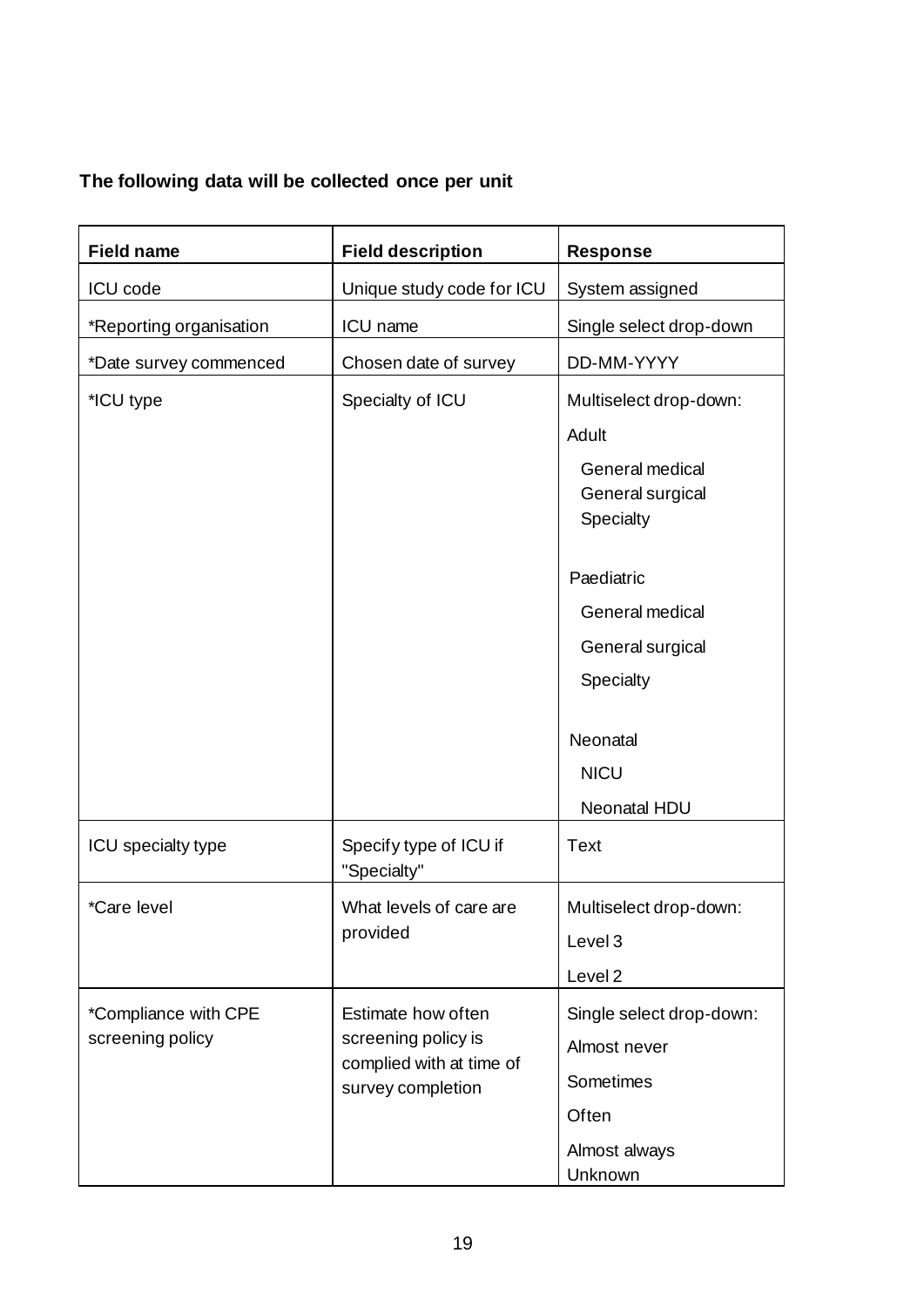**The following data will be collected once per unit**

| Field name | Field description | Response |
|---|---|---|
| ICU code | Unique study code for ICU | System assigned |
| *Reporting organisation | ICU name | Single select drop-down |
| *Date survey commenced | Chosen date of survey | DD-MM-YYYY |
| *ICU type | Specialty of ICU | Multiselect drop-down:<br>Adult<br>General medical<br>General surgical<br>Specialty<br><br>Paediatric<br>General medical<br>General surgical<br>Specialty<br><br>Neonatal<br>NICU<br>Neonatal HDU |
| ICU specialty type | Specify type of ICU if "Specialty" | Text |
| *Care level | What levels of care are provided | Multiselect drop-down:<br>Level 3<br>Level 2 |
| *Compliance with CPE screening policy | Estimate how often screening policy is complied with at time of survey completion | Single select drop-down:<br>Almost never<br>Sometimes<br>Often<br>Almost always<br>Unknown |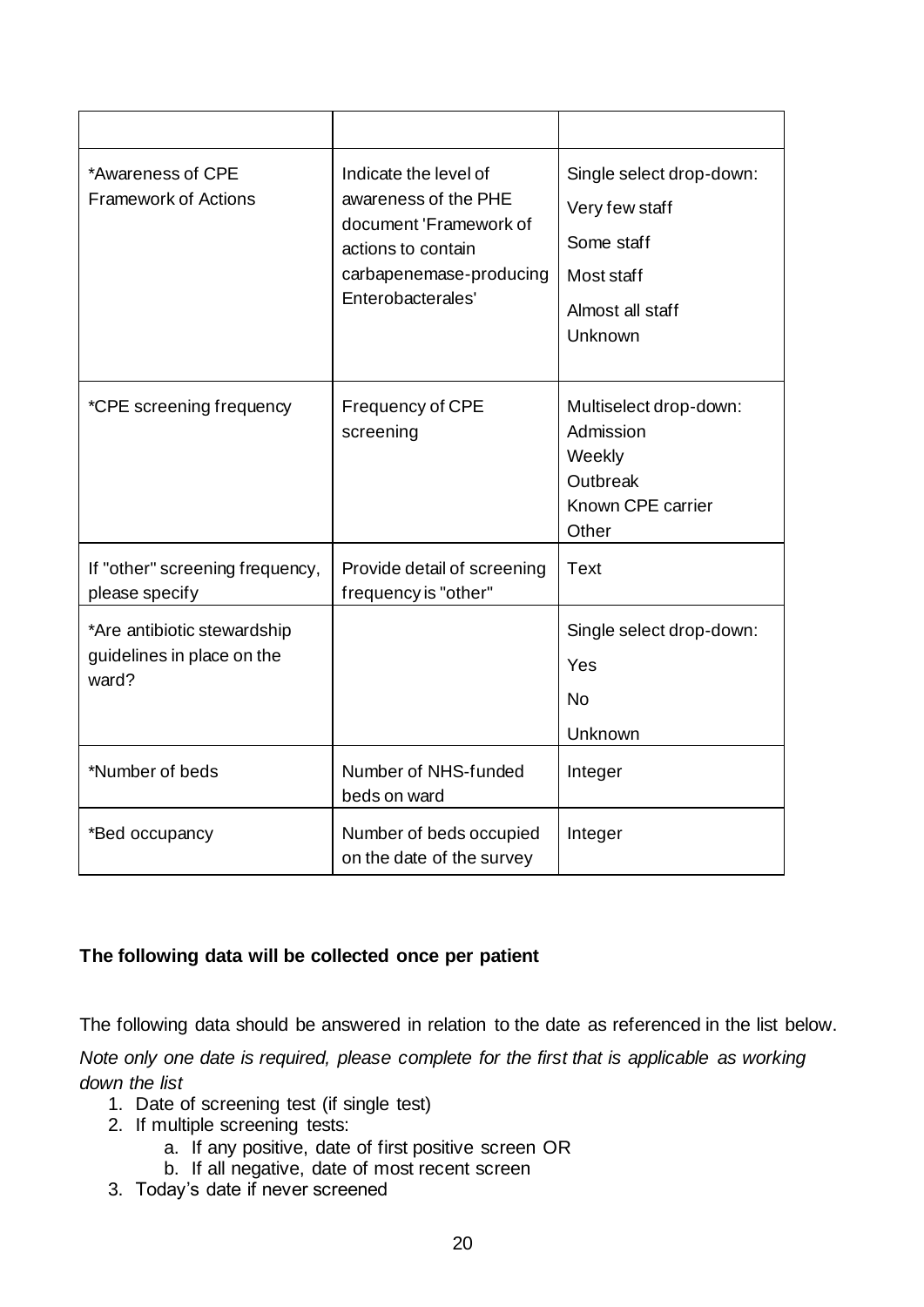| | | |
|---|---|---|
| *Awareness of CPE Framework of Actions | Indicate the level of awareness of the PHE document 'Framework of actions to contain carbapenemase-producing Enterobacterales' | Single select drop-down:<br>Very few staff<br>Some staff<br>Most staff<br>Almost all staff<br>Unknown |
| *CPE screening frequency | Frequency of CPE screening | Multiselect drop-down:<br>Admission<br>Weekly<br>Outbreak<br>Known CPE carrier<br>Other |
| If "other" screening frequency, please specify | Provide detail of screening frequency is "other" | Text |
| *Are antibiotic stewardship guidelines in place on the ward? | | Single select drop-down:<br>Yes<br>No<br>Unknown |
| *Number of beds | Number of NHS-funded beds on ward | Integer |
| *Bed occupancy | Number of beds occupied on the date of the survey | Integer |

**The following data will be collected once per patient**

The following data should be answered in relation to the date as referenced in the list below.

*Note only one date is required, please complete for the first that is applicable as working down the list*

1. Date of screening test (if single test)
2. If multiple screening tests:
    a. If any positive, date of first positive screen OR
    b. If all negative, date of most recent screen
3. Today's date if never screened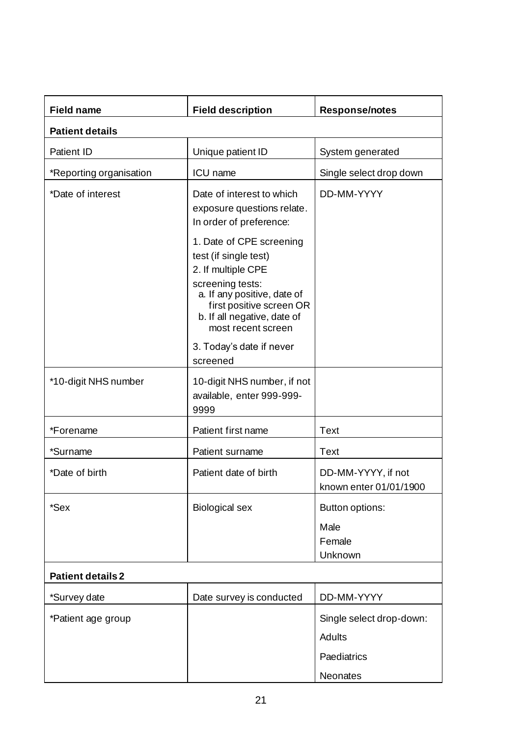| Field name | Field description | Response/notes |
|---|---|---|
| **Patient details** | | |
| Patient ID | Unique patient ID | System generated |
| *Reporting organisation | ICU name | Single select drop down |
| *Date of interest | Date of interest to which exposure questions relate. In order of preference:<br><br>1. Date of CPE screening test (if single test)<br>2. If multiple CPE screening tests:<br>a. If any positive, date of first positive screen OR<br>b. If all negative, date of most recent screen<br><br>3. Today's date if never screened | DD-MM-YYYY |
| *10-digit NHS number | 10-digit NHS number, if not available, enter 999-999-9999 | |
| *Forename | Patient first name | Text |
| *Surname | Patient surname | Text |
| *Date of birth | Patient date of birth | DD-MM-YYYY, if not known enter 01/01/1900 |
| *Sex | Biological sex | Button options:<br><br>Male<br>Female<br>Unknown |
| **Patient details 2** | | |
| *Survey date | Date survey is conducted | DD-MM-YYYY |
| *Patient age group | | Single select drop-down:<br><br>Adults<br><br>Paediatrics<br><br>Neonates |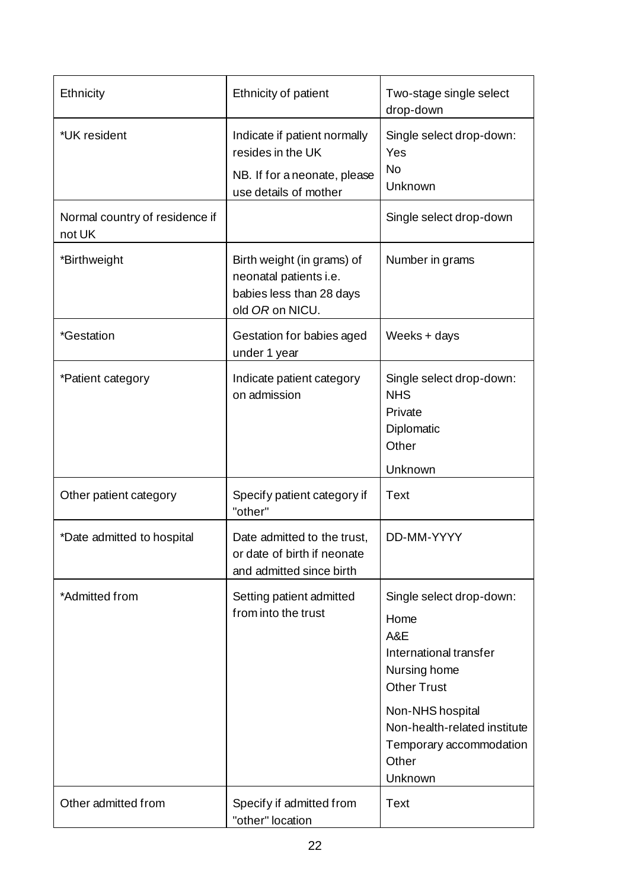| | | |
|---|---|---|
| Ethnicity | Ethnicity of patient | Two-stage single select drop-down |
| *UK resident | Indicate if patient normally resides in the UK<br><br>NB. If for a neonate, please use details of mother | Single select drop-down:<br>Yes<br>No<br>Unknown |
| Normal country of residence if not UK | | Single select drop-down |
| *Birthweight | Birth weight (in grams) of neonatal patients i.e. babies less than 28 days old *OR* on NICU. | Number in grams |
| *Gestation | Gestation for babies aged under 1 year | Weeks + days |
| *Patient category | Indicate patient category on admission | Single select drop-down:<br>NHS<br>Private<br>Diplomatic<br>Other<br>Unknown |
| Other patient category | Specify patient category if "other" | Text |
| *Date admitted to hospital | Date admitted to the trust, or date of birth if neonate and admitted since birth | DD-MM-YYYY |
| *Admitted from | Setting patient admitted from into the trust | Single select drop-down:<br>Home<br>A&E<br>International transfer<br>Nursing home<br>Other Trust<br>Non-NHS hospital<br>Non-health-related institute<br>Temporary accommodation<br>Other<br>Unknown |
| Other admitted from | Specify if admitted from "other" location | Text |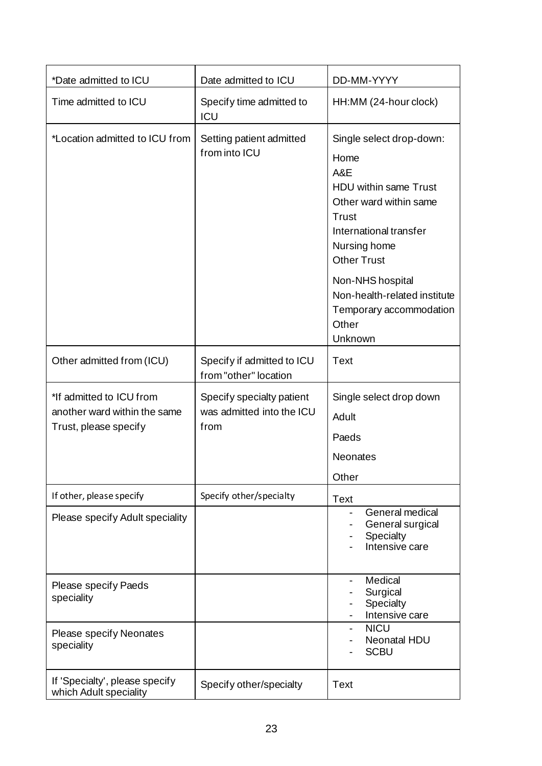| *Date admitted to ICU | Date admitted to ICU | DD-MM-YYYY |
|---|---|---|
| Time admitted to ICU | Specify time admitted to ICU | HH:MM (24-hour clock) |
| *Location admitted to ICU from | Setting patient admitted from into ICU | Single select drop-down:<br>Home<br>A&E<br>HDU within same Trust<br>Other ward within same Trust<br>International transfer<br>Nursing home<br>Other Trust<br>Non-NHS hospital<br>Non-health-related institute<br>Temporary accommodation<br>Other<br>Unknown |
| Other admitted from (ICU) | Specify if admitted to ICU from "other" location | Text |
| *If admitted to ICU from another ward within the same Trust, please specify | Specify specialty patient was admitted into the ICU from | Single select drop down<br>Adult<br>Paeds<br>Neonates<br>Other |
| If other, please specify | Specify other/specialty | Text |
| Please specify Adult speciality | | - General medical<br>- General surgical<br>- Specialty<br>- Intensive care |
| Please specify Paeds speciality | | - Medical<br>- Surgical<br>- Specialty<br>- Intensive care |
| Please specify Neonates speciality | | - NICU<br>- Neonatal HDU<br>- SCBU |
| If 'Specialty', please specify which Adult speciality | Specify other/specialty | Text |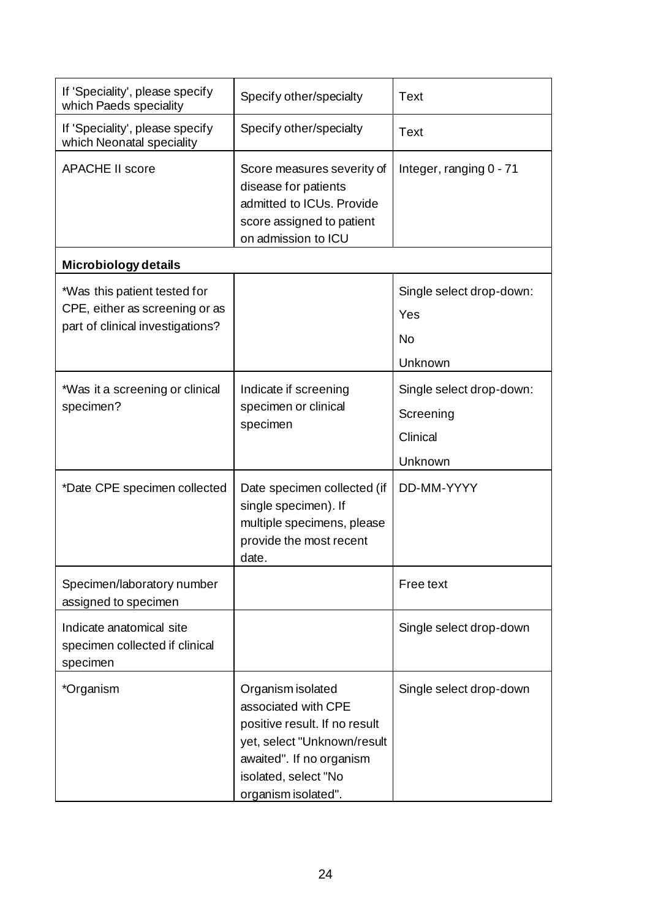| | | |
|---|---|---|
| If 'Speciality', please specify which Paeds speciality | Specify other/specialty | Text |
| If 'Speciality', please specify which Neonatal speciality | Specify other/specialty | Text |
| APACHE II score | Score measures severity of disease for patients admitted to ICUs. Provide score assigned to patient on admission to ICU | Integer, ranging 0 - 71 |
| **Microbiology details** | | |
| *Was this patient tested for CPE, either as screening or as part of clinical investigations? | | Single select drop-down: Yes No Unknown |
| *Was it a screening or clinical specimen? | Indicate if screening specimen or clinical specimen | Single select drop-down: Screening Clinical Unknown |
| *Date CPE specimen collected | Date specimen collected (if single specimen). If multiple specimens, please provide the most recent date. | DD-MM-YYYY |
| Specimen/laboratory number assigned to specimen | | Free text |
| Indicate anatomical site specimen collected if clinical specimen | | Single select drop-down |
| *Organism | Organism isolated associated with CPE positive result. If no result yet, select "Unknown/result awaited". If no organism isolated, select "No organism isolated". | Single select drop-down |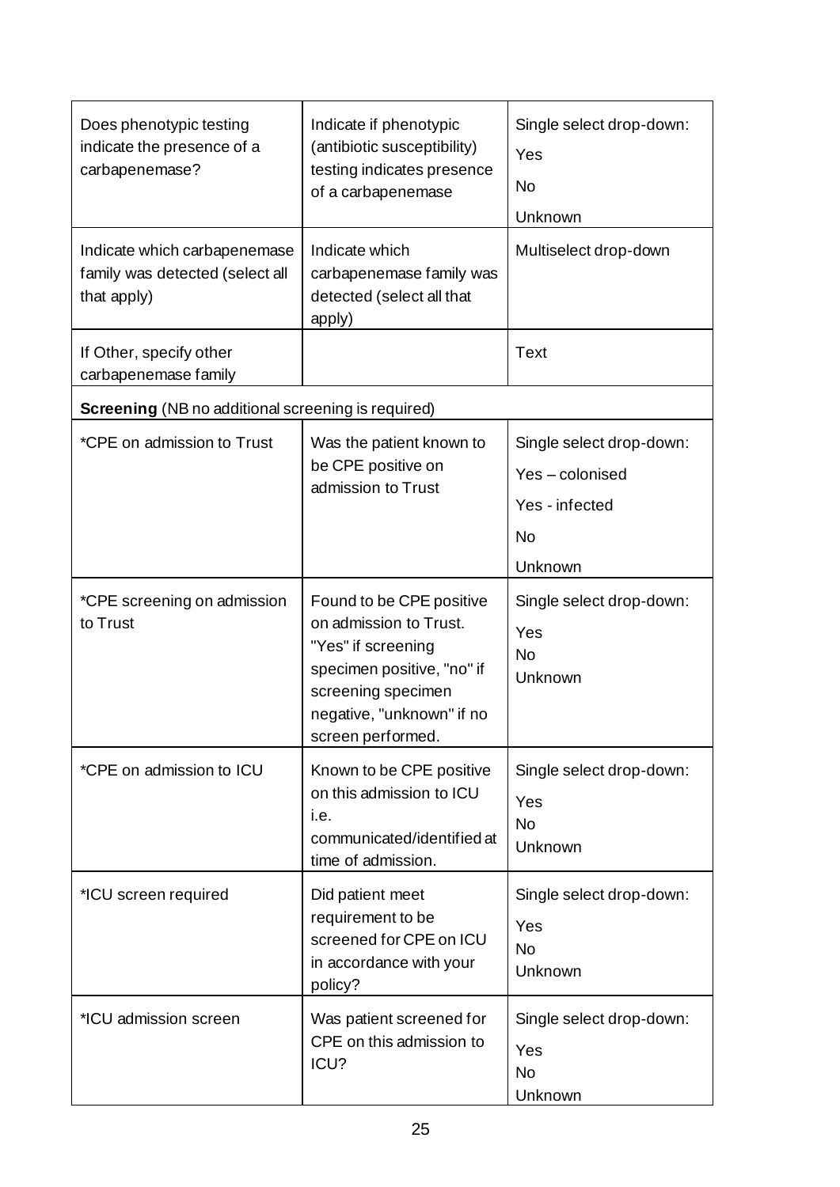| | | |
|---|---|---|
| Does phenotypic testing indicate the presence of a carbapenemase? | Indicate if phenotypic (antibiotic susceptibility) testing indicates presence of a carbapenemase | Single select drop-down:<br>Yes<br>No<br>Unknown |
| Indicate which carbapenemase family was detected (select all that apply) | Indicate which carbapenemase family was detected (select all that apply) | Multiselect drop-down |
| If Other, specify other carbapenemase family | | Text |
| **Screening** (NB no additional screening is required) | | |
| *CPE on admission to Trust | Was the patient known to be CPE positive on admission to Trust | Single select drop-down:<br>Yes – colonised<br>Yes - infected<br>No<br>Unknown |
| *CPE screening on admission to Trust | Found to be CPE positive on admission to Trust. "Yes" if screening specimen positive, "no" if screening specimen negative, "unknown" if no screen performed. | Single select drop-down:<br>Yes<br>No<br>Unknown |
| *CPE on admission to ICU | Known to be CPE positive on this admission to ICU i.e. communicated/identified at time of admission. | Single select drop-down:<br>Yes<br>No<br>Unknown |
| *ICU screen required | Did patient meet requirement to be screened for CPE on ICU in accordance with your policy? | Single select drop-down:<br>Yes<br>No<br>Unknown |
| *ICU admission screen | Was patient screened for CPE on this admission to ICU? | Single select drop-down:<br>Yes<br>No<br>Unknown |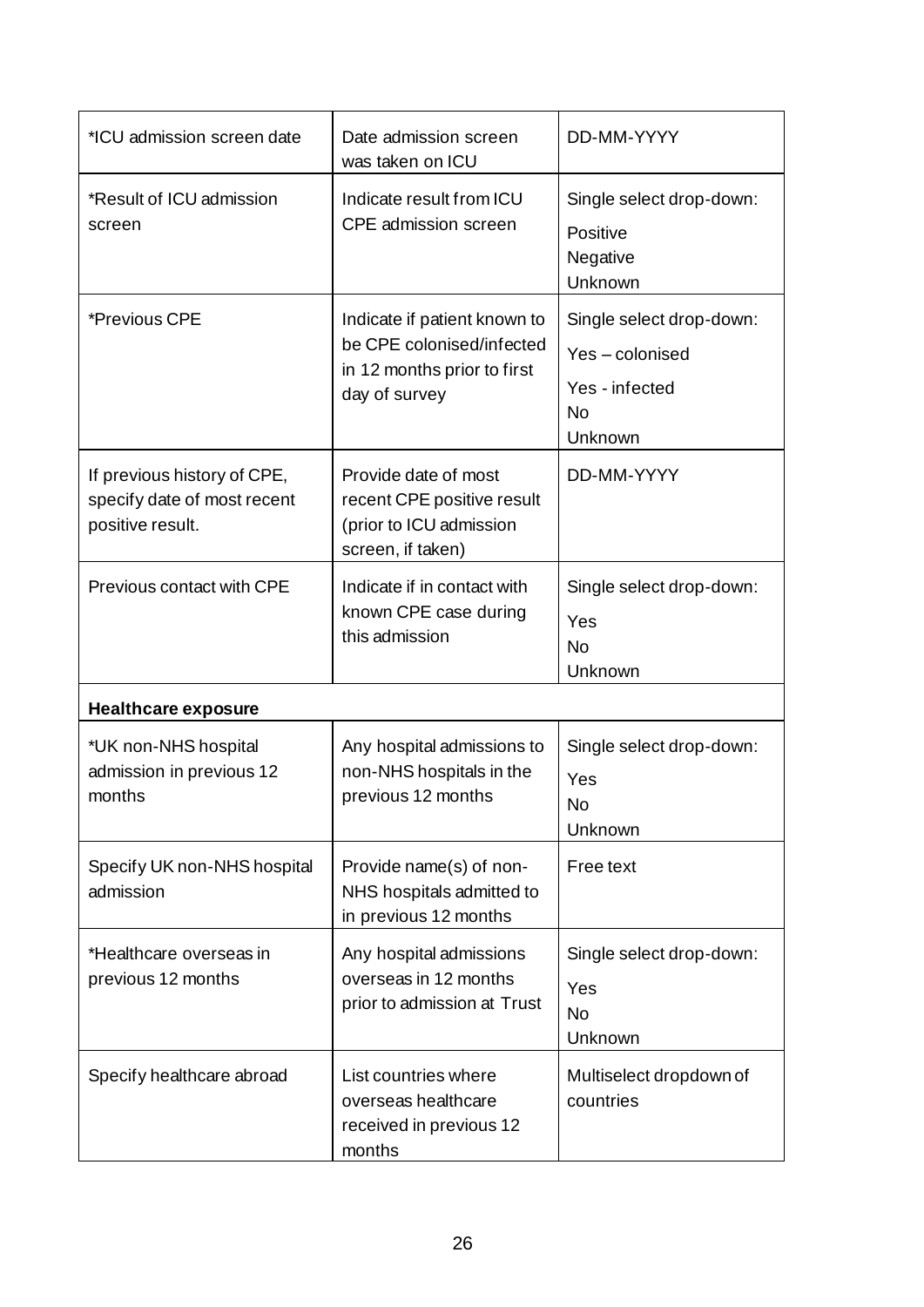| | | |
|---|---|---|
| *ICU admission screen date | Date admission screen was taken on ICU | DD-MM-YYYY |
| *Result of ICU admission screen | Indicate result from ICU CPE admission screen | Single select drop-down:<br>Positive<br>Negative<br>Unknown |
| *Previous CPE | Indicate if patient known to be CPE colonised/infected in 12 months prior to first day of survey | Single select drop-down:<br>Yes – colonised<br>Yes - infected<br>No<br>Unknown |
| If previous history of CPE, specify date of most recent positive result. | Provide date of most recent CPE positive result (prior to ICU admission screen, if taken) | DD-MM-YYYY |
| Previous contact with CPE | Indicate if in contact with known CPE case during this admission | Single select drop-down:<br>Yes<br>No<br>Unknown |
| **Healthcare exposure** | | |
| *UK non-NHS hospital admission in previous 12 months | Any hospital admissions to non-NHS hospitals in the previous 12 months | Single select drop-down:<br>Yes<br>No<br>Unknown |
| Specify UK non-NHS hospital admission | Provide name(s) of non-NHS hospitals admitted to in previous 12 months | Free text |
| *Healthcare overseas in previous 12 months | Any hospital admissions overseas in 12 months prior to admission at Trust | Single select drop-down:<br>Yes<br>No<br>Unknown |
| Specify healthcare abroad | List countries where overseas healthcare received in previous 12 months | Multiselect dropdown of countries |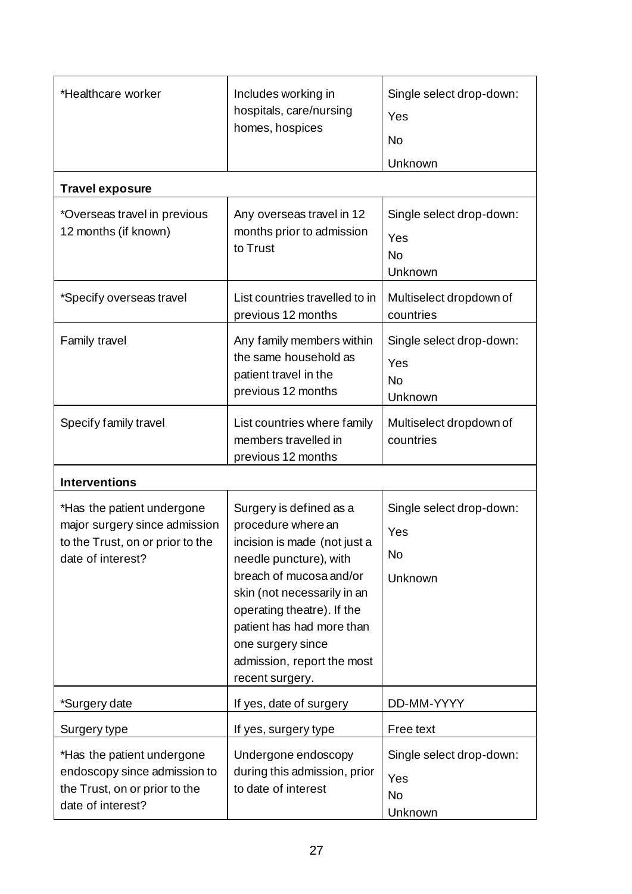| | | |
|---|---|---|
| *Healthcare worker | Includes working in hospitals, care/nursing homes, hospices | Single select drop-down: Yes No Unknown |
| **Travel exposure** | | |
| *Overseas travel in previous 12 months (if known) | Any overseas travel in 12 months prior to admission to Trust | Single select drop-down: Yes No Unknown |
| *Specify overseas travel | List countries travelled to in previous 12 months | Multiselect dropdown of countries |
| Family travel | Any family members within the same household as patient travel in the previous 12 months | Single select drop-down: Yes No Unknown |
| Specify family travel | List countries where family members travelled in previous 12 months | Multiselect dropdown of countries |
| **Interventions** | | |
| *Has the patient undergone major surgery since admission to the Trust, on or prior to the date of interest? | Surgery is defined as a procedure where an incision is made (not just a needle puncture), with breach of mucosa and/or skin (not necessarily in an operating theatre). If the patient has had more than one surgery since admission, report the most recent surgery. | Single select drop-down: Yes No Unknown |
| *Surgery date | If yes, date of surgery | DD-MM-YYYY |
| Surgery type | If yes, surgery type | Free text |
| *Has the patient undergone endoscopy since admission to the Trust, on or prior to the date of interest? | Undergone endoscopy during this admission, prior to date of interest | Single select drop-down: Yes No Unknown |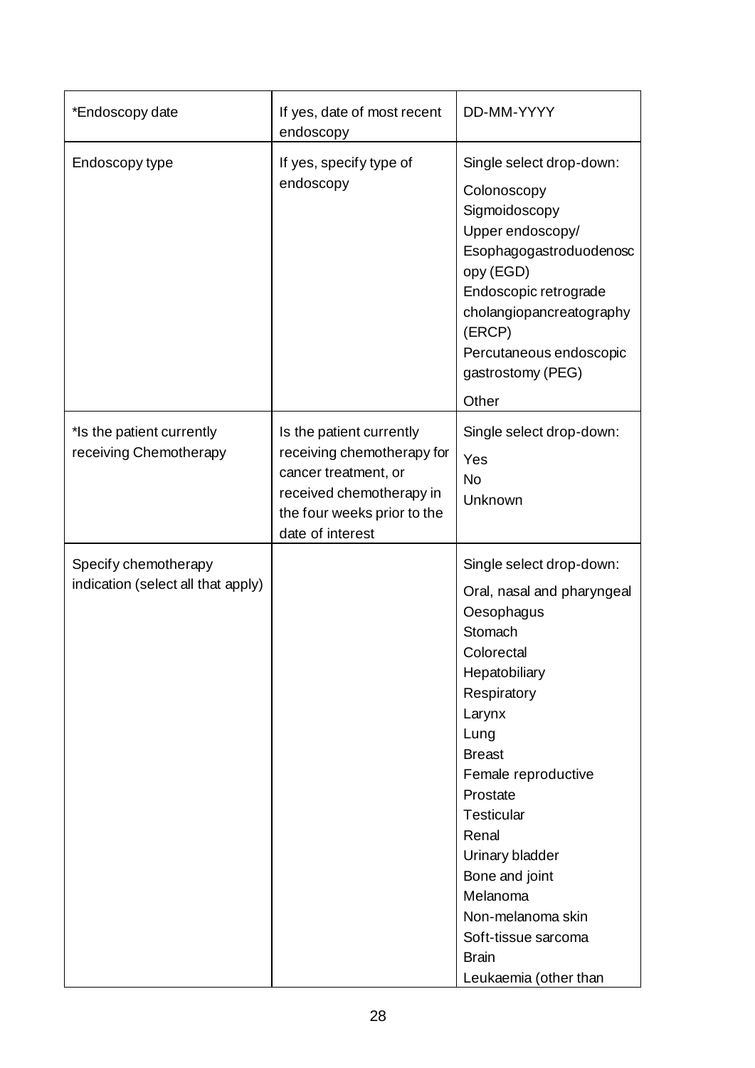| | | |
|---|---|---|
| *Endoscopy date | If yes, date of most recent endoscopy | DD-MM-YYYY |
| Endoscopy type | If yes, specify type of endoscopy | Single select drop-down:<br>Colonoscopy<br>Sigmoidoscopy<br>Upper endoscopy/ Esophagogastroduodenoscopy (EGD)<br>Endoscopic retrograde cholangiopancreatography (ERCP)<br>Percutaneous endoscopic gastrostomy (PEG)<br>Other |
| *Is the patient currently receiving Chemotherapy | Is the patient currently receiving chemotherapy for cancer treatment, or received chemotherapy in the four weeks prior to the date of interest | Single select drop-down:<br>Yes<br>No<br>Unknown |
| Specify chemotherapy indication (select all that apply) | | Single select drop-down:<br>Oral, nasal and pharyngeal<br>Oesophagus<br>Stomach<br>Colorectal<br>Hepatobiliary<br>Respiratory<br>Larynx<br>Lung<br>Breast<br>Female reproductive<br>Prostate<br>Testicular<br>Renal<br>Urinary bladder<br>Bone and joint<br>Melanoma<br>Non-melanoma skin<br>Soft-tissue sarcoma<br>Brain<br>Leukaemia (other than |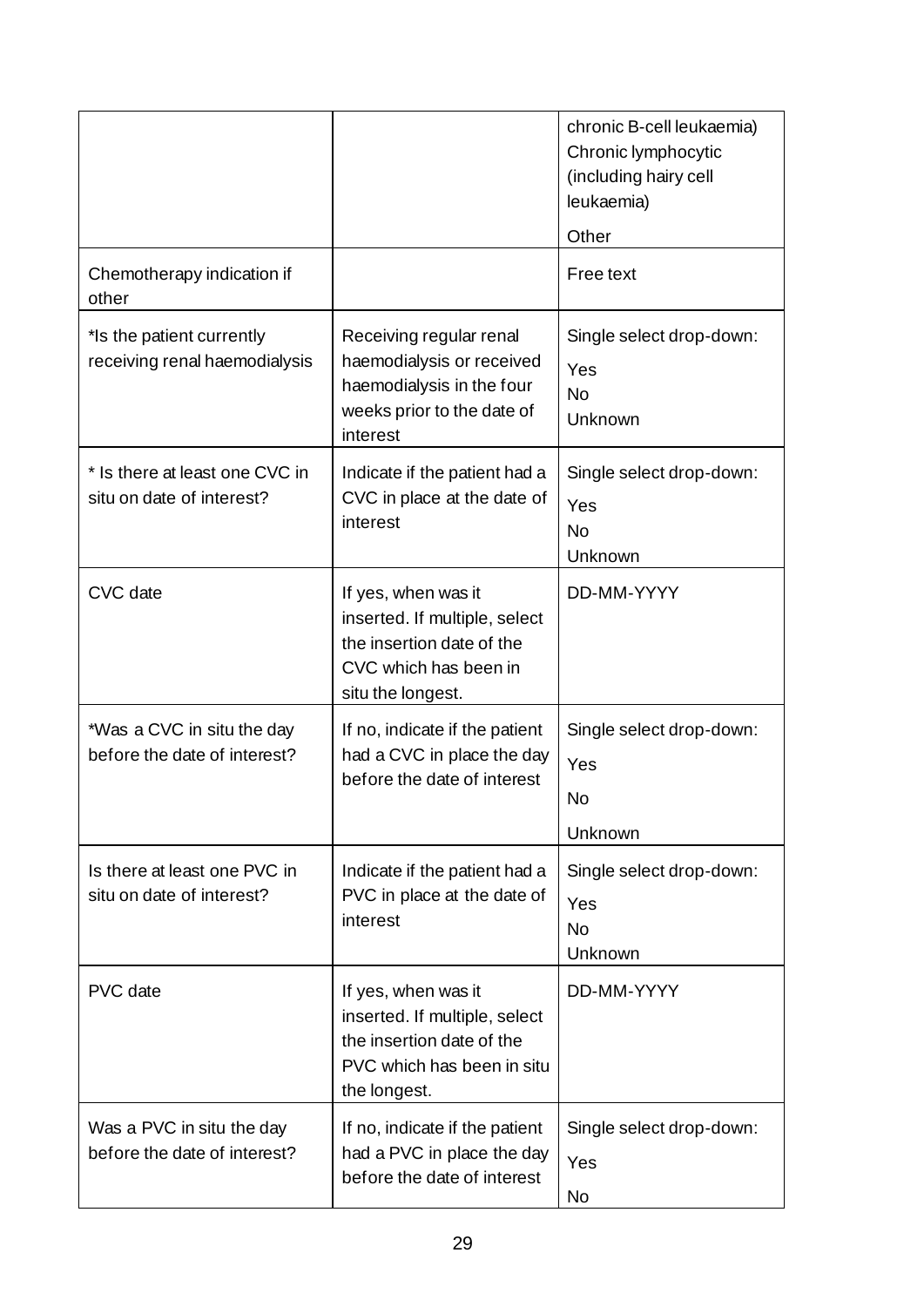| | | chronic B-cell leukaemia)<br>Chronic lymphocytic (including hairy cell leukaemia)<br>Other |
|---|---|---|
| Chemotherapy indication if other | | Free text |
| *Is the patient currently receiving renal haemodialysis | Receiving regular renal haemodialysis or received haemodialysis in the four weeks prior to the date of interest | Single select drop-down:<br>Yes<br>No<br>Unknown |
| * Is there at least one CVC in situ on date of interest? | Indicate if the patient had a CVC in place at the date of interest | Single select drop-down:<br>Yes<br>No<br>Unknown |
| CVC date | If yes, when was it inserted. If multiple, select the insertion date of the CVC which has been in situ the longest. | DD-MM-YYYY |
| *Was a CVC in situ the day before the date of interest? | If no, indicate if the patient had a CVC in place the day before the date of interest | Single select drop-down:<br>Yes<br>No<br>Unknown |
| Is there at least one PVC in situ on date of interest? | Indicate if the patient had a PVC in place at the date of interest | Single select drop-down:<br>Yes<br>No<br>Unknown |
| PVC date | If yes, when was it inserted. If multiple, select the insertion date of the PVC which has been in situ the longest. | DD-MM-YYYY |
| Was a PVC in situ the day before the date of interest? | If no, indicate if the patient had a PVC in place the day before the date of interest | Single select drop-down:<br>Yes<br>No |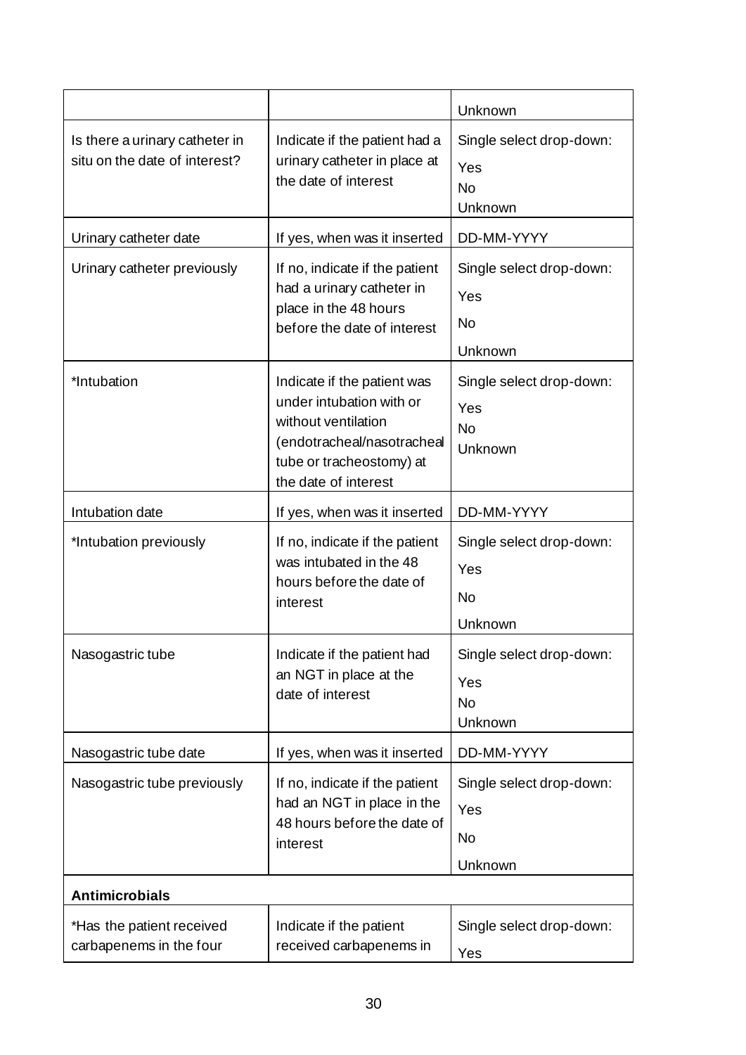| | | |
|---|---|---|
| | | Unknown |
| Is there a urinary catheter in situ on the date of interest? | Indicate if the patient had a urinary catheter in place at the date of interest | Single select drop-down:<br>Yes<br>No<br>Unknown |
| Urinary catheter date | If yes, when was it inserted | DD-MM-YYYY |
| Urinary catheter previously | If no, indicate if the patient had a urinary catheter in place in the 48 hours before the date of interest | Single select drop-down:<br>Yes<br>No<br>Unknown |
| *Intubation | Indicate if the patient was under intubation with or without ventilation (endotracheal/nasotracheal tube or tracheostomy) at the date of interest | Single select drop-down:<br>Yes<br>No<br>Unknown |
| Intubation date | If yes, when was it inserted | DD-MM-YYYY |
| *Intubation previously | If no, indicate if the patient was intubated in the 48 hours before the date of interest | Single select drop-down:<br>Yes<br>No<br>Unknown |
| Nasogastric tube | Indicate if the patient had an NGT in place at the date of interest | Single select drop-down:<br>Yes<br>No<br>Unknown |
| Nasogastric tube date | If yes, when was it inserted | DD-MM-YYYY |
| Nasogastric tube previously | If no, indicate if the patient had an NGT in place in the 48 hours before the date of interest | Single select drop-down:<br>Yes<br>No<br>Unknown |
| **Antimicrobials** | | |
| *Has the patient received carbapenems in the four | Indicate if the patient received carbapenems in | Single select drop-down:<br>Yes |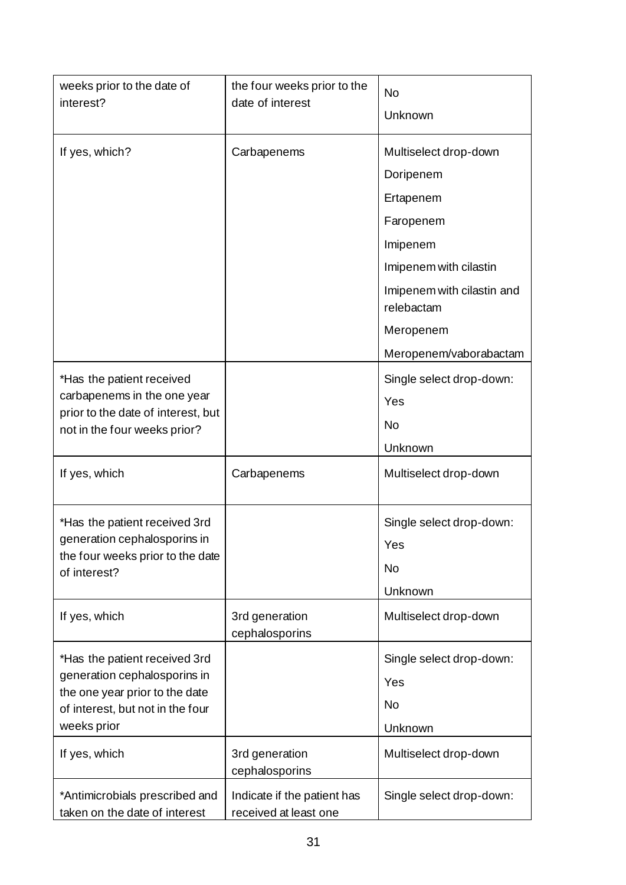| | | |
|---|---|---|
| weeks prior to the date of interest? | the four weeks prior to the date of interest | No<br>Unknown |
| If yes, which? | Carbapenems | Multiselect drop-down<br>Doripenem<br>Ertapenem<br>Faropenem<br>Imipenem<br>Imipenem with cilastin<br>Imipenem with cilastin and relebactam<br>Meropenem<br>Meropenem/vaborabactam |
| *Has the patient received carbapenems in the one year prior to the date of interest, but not in the four weeks prior? | | Single select drop-down:<br>Yes<br>No<br>Unknown |
| If yes, which | Carbapenems | Multiselect drop-down |
| *Has the patient received 3rd generation cephalosporins in the four weeks prior to the date of interest? | | Single select drop-down:<br>Yes<br>No<br>Unknown |
| If yes, which | 3rd generation cephalosporins | Multiselect drop-down |
| *Has the patient received 3rd generation cephalosporins in the one year prior to the date of interest, but not in the four weeks prior | | Single select drop-down:<br>Yes<br>No<br>Unknown |
| If yes, which | 3rd generation cephalosporins | Multiselect drop-down |
| *Antimicrobials prescribed and taken on the date of interest | Indicate if the patient has received at least one | Single select drop-down: |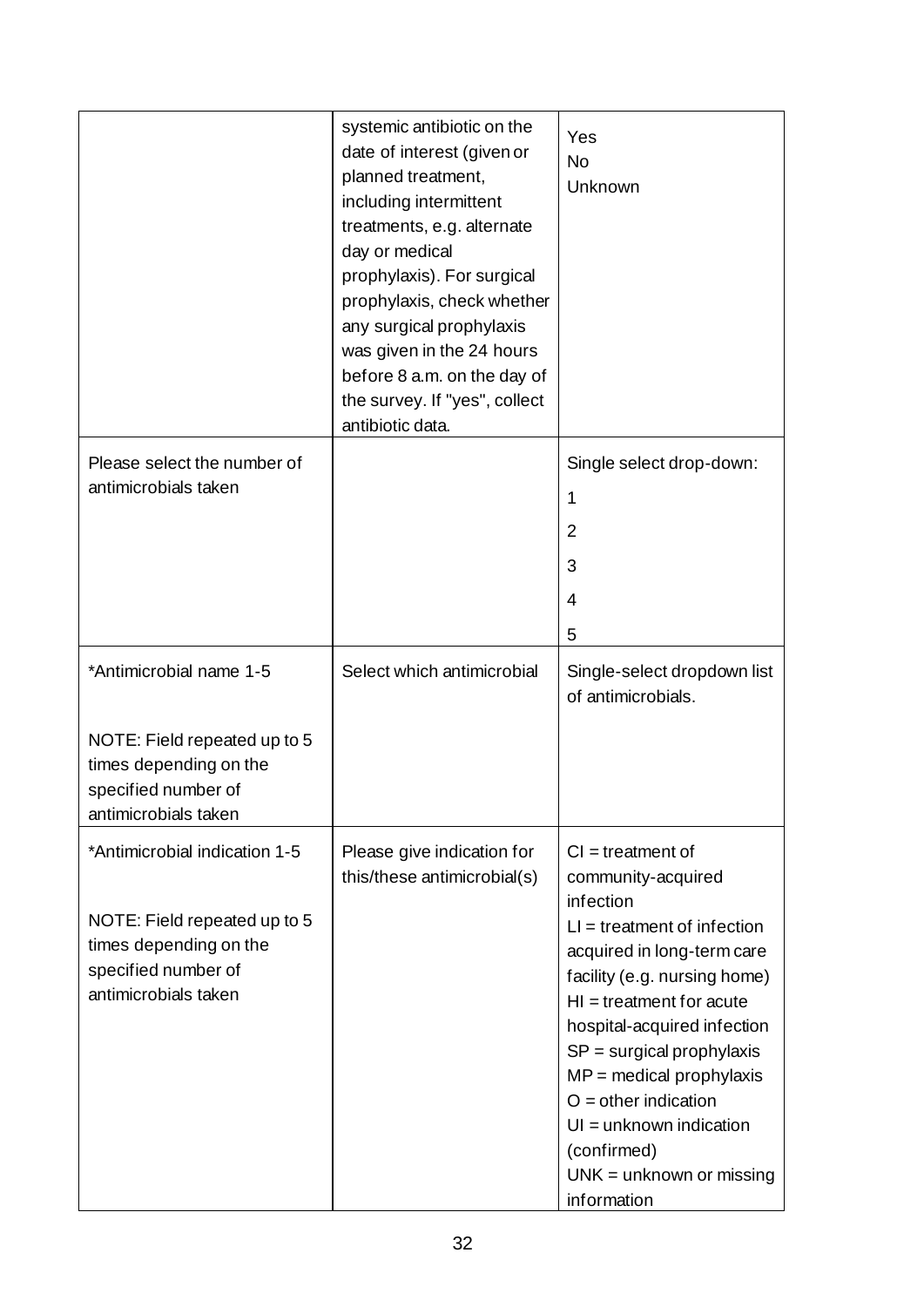| | | |
|---|---|---|
| | systemic antibiotic on the date of interest (given or planned treatment, including intermittent treatments, e.g. alternate day or medical prophylaxis). For surgical prophylaxis, check whether any surgical prophylaxis was given in the 24 hours before 8 a.m. on the day of the survey. If "yes", collect antibiotic data. | Yes<br>No<br>Unknown |
| Please select the number of antimicrobials taken | | Single select drop-down:<br>1<br>2<br>3<br>4<br>5 |
| *Antimicrobial name 1-5<br><br>NOTE: Field repeated up to 5 times depending on the specified number of antimicrobials taken | Select which antimicrobial | Single-select dropdown list of antimicrobials. |
| *Antimicrobial indication 1-5<br><br>NOTE: Field repeated up to 5 times depending on the specified number of antimicrobials taken | Please give indication for this/these antimicrobial(s) | CI = treatment of community-acquired infection<br>LI = treatment of infection acquired in long-term care facility (e.g. nursing home)<br>HI = treatment for acute hospital-acquired infection<br>SP = surgical prophylaxis<br>MP = medical prophylaxis<br>O = other indication<br>UI = unknown indication (confirmed)<br>UNK = unknown or missing information |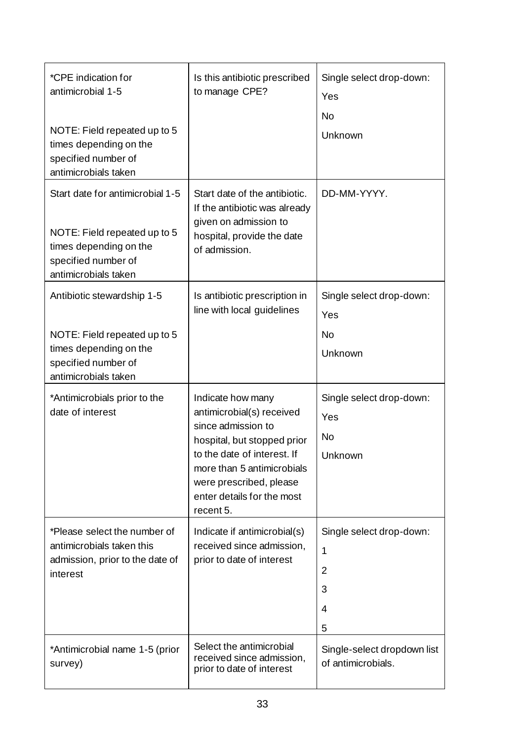| | | |
|---|---|---|
| *CPE indication for antimicrobial 1-5<br><br>NOTE: Field repeated up to 5 times depending on the specified number of antimicrobials taken | Is this antibiotic prescribed to manage CPE? | Single select drop-down:<br>Yes<br>No<br>Unknown |
| Start date for antimicrobial 1-5<br><br>NOTE: Field repeated up to 5 times depending on the specified number of antimicrobials taken | Start date of the antibiotic. If the antibiotic was already given on admission to hospital, provide the date of admission. | DD-MM-YYYY. |
| Antibiotic stewardship 1-5<br><br>NOTE: Field repeated up to 5 times depending on the specified number of antimicrobials taken | Is antibiotic prescription in line with local guidelines | Single select drop-down:<br>Yes<br>No<br>Unknown |
| *Antimicrobials prior to the date of interest | Indicate how many antimicrobial(s) received since admission to hospital, but stopped prior to the date of interest. If more than 5 antimicrobials were prescribed, please enter details for the most recent 5. | Single select drop-down:<br>Yes<br>No<br>Unknown |
| *Please select the number of antimicrobials taken this admission, prior to the date of interest | Indicate if antimicrobial(s) received since admission, prior to date of interest | Single select drop-down:<br>1<br>2<br>3<br>4<br>5 |
| *Antimicrobial name 1-5 (prior survey) | Select the antimicrobial received since admission, prior to date of interest | Single-select dropdown list of antimicrobials. |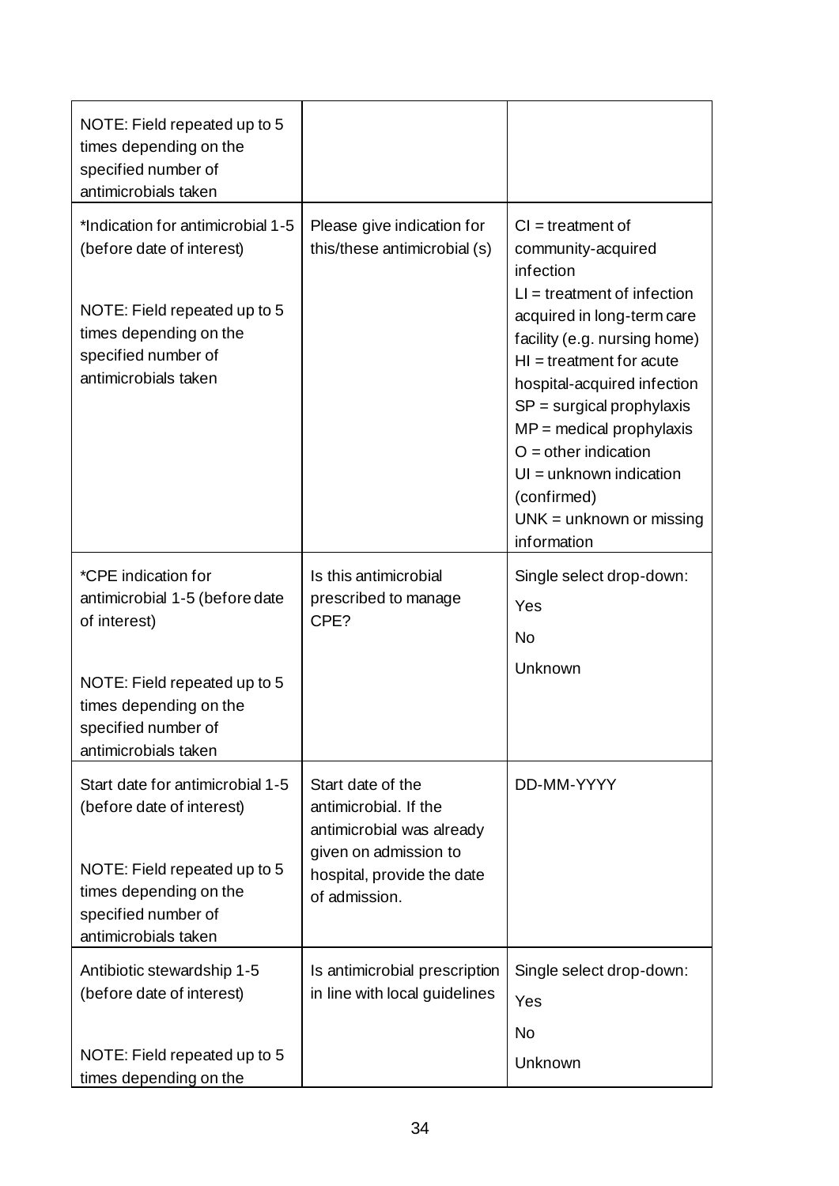| | | |
|---|---|---|
| NOTE: Field repeated up to 5 times depending on the specified number of antimicrobials taken | | |
| *Indication for antimicrobial 1-5 (before date of interest)<br><br>NOTE: Field repeated up to 5 times depending on the specified number of antimicrobials taken | Please give indication for this/these antimicrobial (s) | CI = treatment of community-acquired infection<br>LI = treatment of infection acquired in long-term care facility (e.g. nursing home)<br>HI = treatment for acute hospital-acquired infection<br>SP = surgical prophylaxis<br>MP = medical prophylaxis<br>O = other indication<br>UI = unknown indication (confirmed)<br>UNK = unknown or missing information |
| *CPE indication for antimicrobial 1-5 (before date of interest)<br><br>NOTE: Field repeated up to 5 times depending on the specified number of antimicrobials taken | Is this antimicrobial prescribed to manage CPE? | Single select drop-down:<br>Yes<br>No<br>Unknown |
| Start date for antimicrobial 1-5 (before date of interest)<br><br>NOTE: Field repeated up to 5 times depending on the specified number of antimicrobials taken | Start date of the antimicrobial. If the antimicrobial was already given on admission to hospital, provide the date of admission. | DD-MM-YYYY |
| Antibiotic stewardship 1-5 (before date of interest)<br><br>NOTE: Field repeated up to 5 times depending on the | Is antimicrobial prescription in line with local guidelines | Single select drop-down:<br>Yes<br>No<br>Unknown |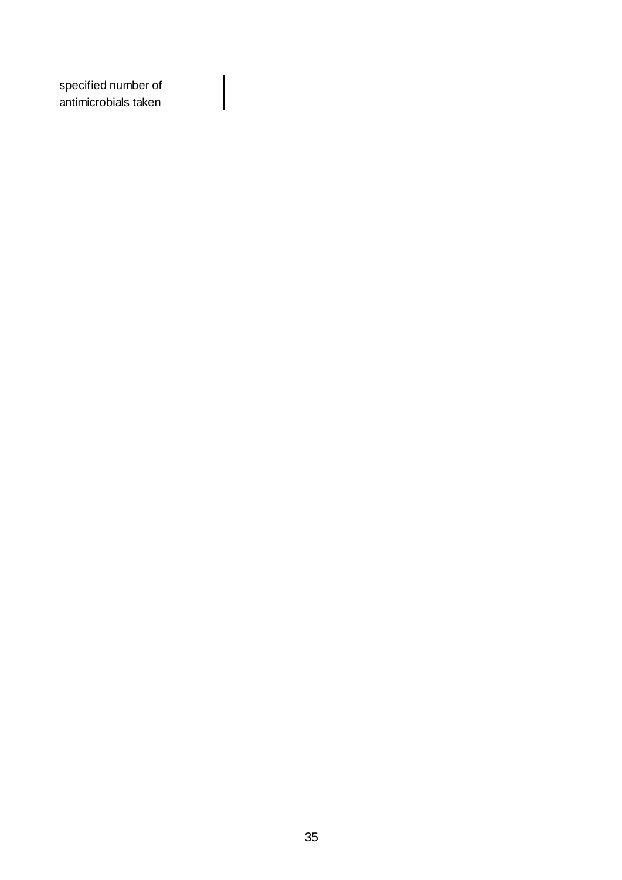| | | |
|---|---|---|
| specified number of antimicrobials taken | | |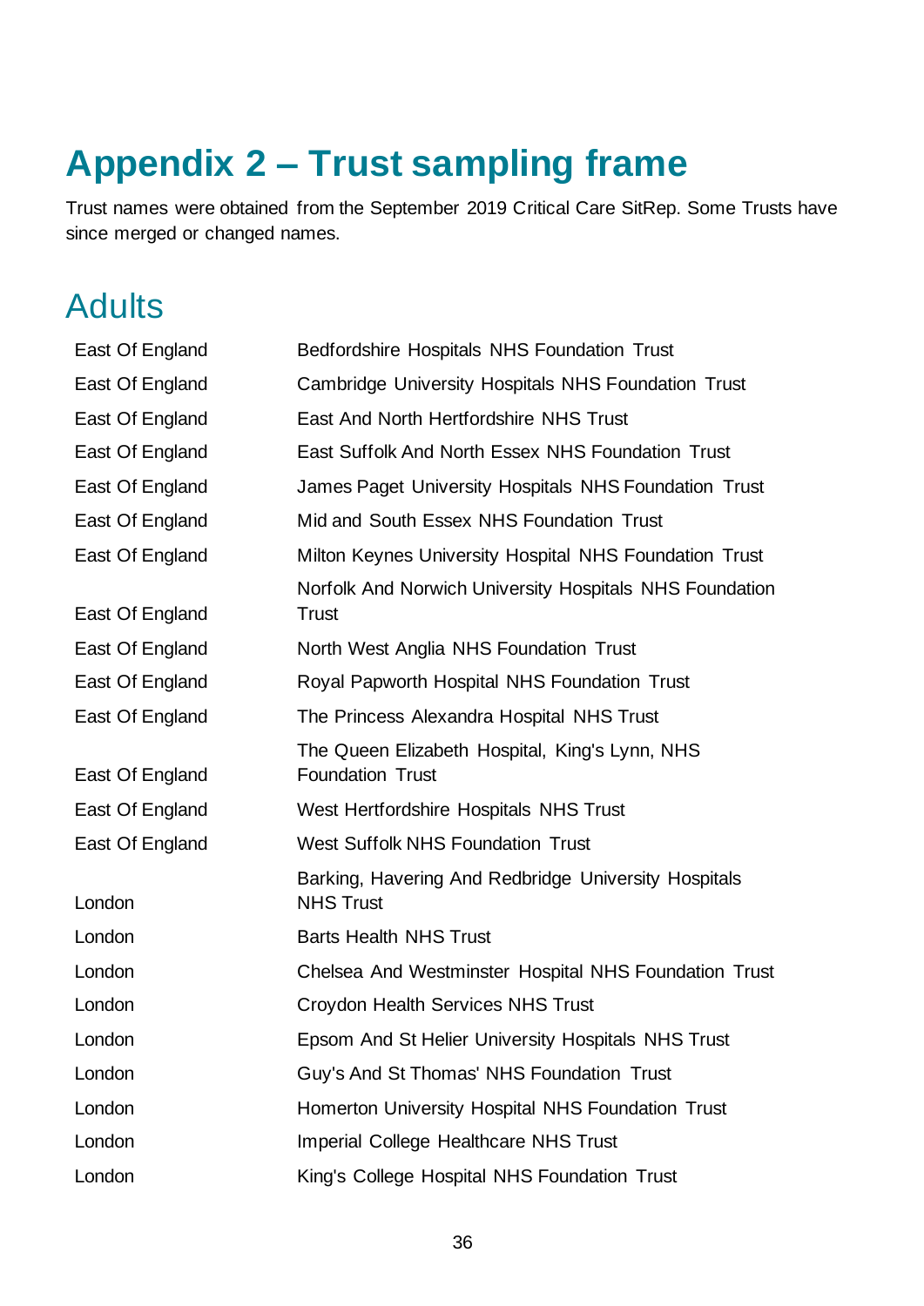# Appendix 2 – Trust sampling frame

Trust names were obtained from the September 2019 Critical Care SitRep. Some Trusts have since merged or changed names.

## Adults

| | |
|---|---|
| East Of England | Bedfordshire Hospitals NHS Foundation Trust |
| East Of England | Cambridge University Hospitals NHS Foundation Trust |
| East Of England | East And North Hertfordshire NHS Trust |
| East Of England | East Suffolk And North Essex NHS Foundation Trust |
| East Of England | James Paget University Hospitals NHS Foundation Trust |
| East Of England | Mid and South Essex NHS Foundation Trust |
| East Of England | Milton Keynes University Hospital NHS Foundation Trust |
| East Of England | Norfolk And Norwich University Hospitals NHS Foundation Trust |
| East Of England | North West Anglia NHS Foundation Trust |
| East Of England | Royal Papworth Hospital NHS Foundation Trust |
| East Of England | The Princess Alexandra Hospital NHS Trust |
| East Of England | The Queen Elizabeth Hospital, King's Lynn, NHS Foundation Trust |
| East Of England | West Hertfordshire Hospitals NHS Trust |
| East Of England | West Suffolk NHS Foundation Trust |
| London | Barking, Havering And Redbridge University Hospitals NHS Trust |
| London | Barts Health NHS Trust |
| London | Chelsea And Westminster Hospital NHS Foundation Trust |
| London | Croydon Health Services NHS Trust |
| London | Epsom And St Helier University Hospitals NHS Trust |
| London | Guy's And St Thomas' NHS Foundation Trust |
| London | Homerton University Hospital NHS Foundation Trust |
| London | Imperial College Healthcare NHS Trust |
| London | King's College Hospital NHS Foundation Trust |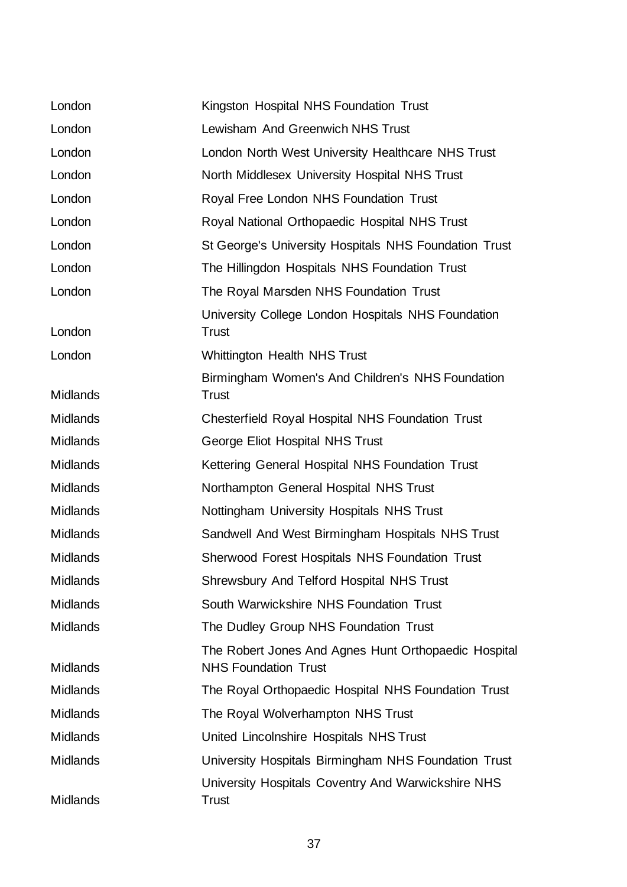| | |
|---|---|
| London | Kingston Hospital NHS Foundation Trust |
| London | Lewisham And Greenwich NHS Trust |
| London | London North West University Healthcare NHS Trust |
| London | North Middlesex University Hospital NHS Trust |
| London | Royal Free London NHS Foundation Trust |
| London | Royal National Orthopaedic Hospital NHS Trust |
| London | St George's University Hospitals NHS Foundation Trust |
| London | The Hillingdon Hospitals NHS Foundation Trust |
| London | The Royal Marsden NHS Foundation Trust |
| London | University College London Hospitals NHS Foundation Trust |
| London | Whittington Health NHS Trust |
| Midlands | Birmingham Women's And Children's NHS Foundation Trust |
| Midlands | Chesterfield Royal Hospital NHS Foundation Trust |
| Midlands | George Eliot Hospital NHS Trust |
| Midlands | Kettering General Hospital NHS Foundation Trust |
| Midlands | Northampton General Hospital NHS Trust |
| Midlands | Nottingham University Hospitals NHS Trust |
| Midlands | Sandwell And West Birmingham Hospitals NHS Trust |
| Midlands | Sherwood Forest Hospitals NHS Foundation Trust |
| Midlands | Shrewsbury And Telford Hospital NHS Trust |
| Midlands | South Warwickshire NHS Foundation Trust |
| Midlands | The Dudley Group NHS Foundation Trust |
| Midlands | The Robert Jones And Agnes Hunt Orthopaedic Hospital NHS Foundation Trust |
| Midlands | The Royal Orthopaedic Hospital NHS Foundation Trust |
| Midlands | The Royal Wolverhampton NHS Trust |
| Midlands | United Lincolnshire Hospitals NHS Trust |
| Midlands | University Hospitals Birmingham NHS Foundation Trust |
| Midlands | University Hospitals Coventry And Warwickshire NHS Trust |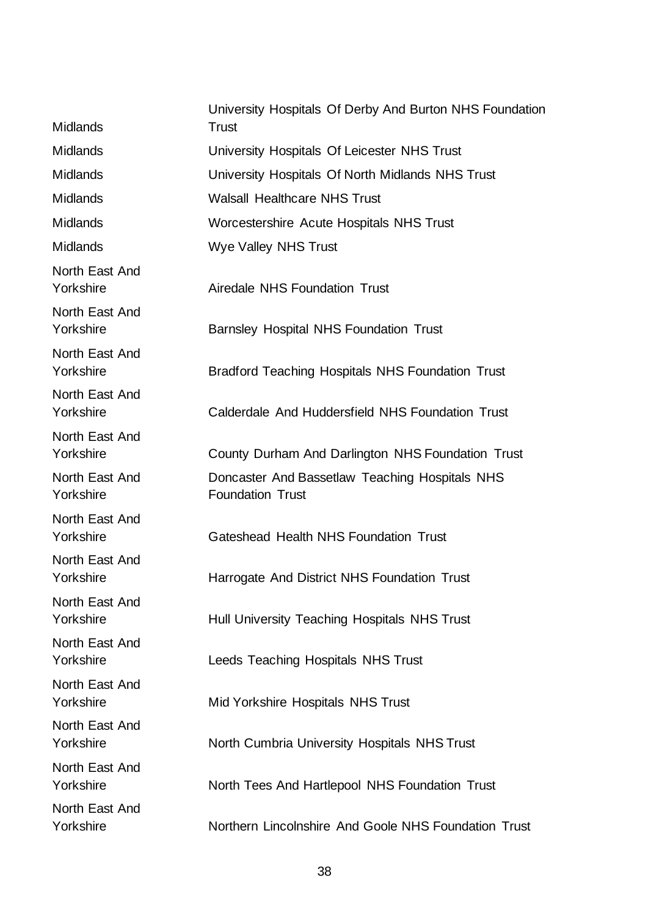| | |
|---|---|
| Midlands | University Hospitals Of Derby And Burton NHS Foundation Trust |
| Midlands | University Hospitals Of Leicester NHS Trust |
| Midlands | University Hospitals Of North Midlands NHS Trust |
| Midlands | Walsall Healthcare NHS Trust |
| Midlands | Worcestershire Acute Hospitals NHS Trust |
| Midlands | Wye Valley NHS Trust |
| North East And Yorkshire | Airedale NHS Foundation Trust |
| North East And Yorkshire | Barnsley Hospital NHS Foundation Trust |
| North East And Yorkshire | Bradford Teaching Hospitals NHS Foundation Trust |
| North East And Yorkshire | Calderdale And Huddersfield NHS Foundation Trust |
| North East And Yorkshire | County Durham And Darlington NHS Foundation Trust |
| North East And Yorkshire | Doncaster And Bassetlaw Teaching Hospitals NHS Foundation Trust |
| North East And Yorkshire | Gateshead Health NHS Foundation Trust |
| North East And Yorkshire | Harrogate And District NHS Foundation Trust |
| North East And Yorkshire | Hull University Teaching Hospitals NHS Trust |
| North East And Yorkshire | Leeds Teaching Hospitals NHS Trust |
| North East And Yorkshire | Mid Yorkshire Hospitals NHS Trust |
| North East And Yorkshire | North Cumbria University Hospitals NHS Trust |
| North East And Yorkshire | North Tees And Hartlepool NHS Foundation Trust |
| North East And Yorkshire | Northern Lincolnshire And Goole NHS Foundation Trust |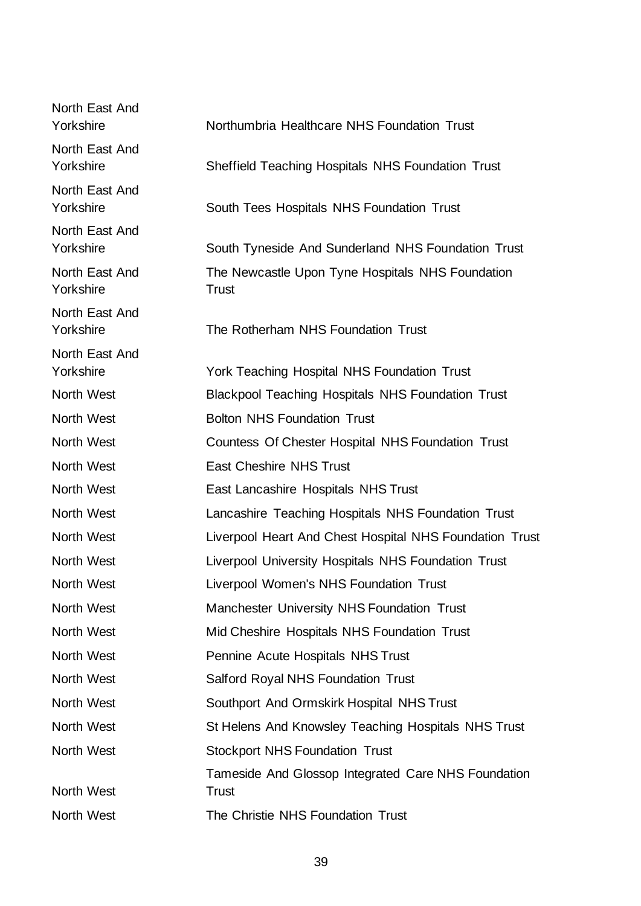| | |
|---|---|
| North East And Yorkshire | Northumbria Healthcare NHS Foundation Trust |
| North East And Yorkshire | Sheffield Teaching Hospitals NHS Foundation Trust |
| North East And Yorkshire | South Tees Hospitals NHS Foundation Trust |
| North East And Yorkshire | South Tyneside And Sunderland NHS Foundation Trust |
| North East And Yorkshire | The Newcastle Upon Tyne Hospitals NHS Foundation Trust |
| North East And Yorkshire | The Rotherham NHS Foundation Trust |
| North East And Yorkshire | York Teaching Hospital NHS Foundation Trust |
| North West | Blackpool Teaching Hospitals NHS Foundation Trust |
| North West | Bolton NHS Foundation Trust |
| North West | Countess Of Chester Hospital NHS Foundation Trust |
| North West | East Cheshire NHS Trust |
| North West | East Lancashire Hospitals NHS Trust |
| North West | Lancashire Teaching Hospitals NHS Foundation Trust |
| North West | Liverpool Heart And Chest Hospital NHS Foundation Trust |
| North West | Liverpool University Hospitals NHS Foundation Trust |
| North West | Liverpool Women's NHS Foundation Trust |
| North West | Manchester University NHS Foundation Trust |
| North West | Mid Cheshire Hospitals NHS Foundation Trust |
| North West | Pennine Acute Hospitals NHS Trust |
| North West | Salford Royal NHS Foundation Trust |
| North West | Southport And Ormskirk Hospital NHS Trust |
| North West | St Helens And Knowsley Teaching Hospitals NHS Trust |
| North West | Stockport NHS Foundation Trust |
| North West | Tameside And Glossop Integrated Care NHS Foundation Trust |
| North West | The Christie NHS Foundation Trust |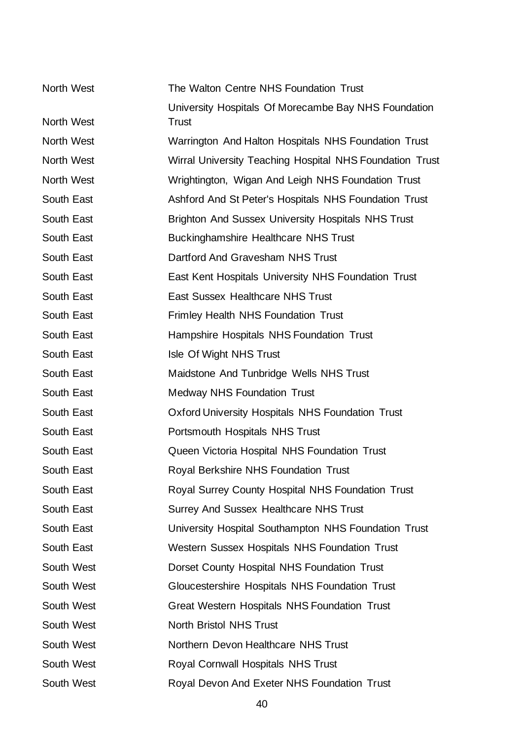| | |
|---|---|
| North West | The Walton Centre NHS Foundation Trust |
| North West | University Hospitals Of Morecambe Bay NHS Foundation Trust |
| North West | Warrington And Halton Hospitals NHS Foundation Trust |
| North West | Wirral University Teaching Hospital NHS Foundation Trust |
| North West | Wrightington, Wigan And Leigh NHS Foundation Trust |
| South East | Ashford And St Peter's Hospitals NHS Foundation Trust |
| South East | Brighton And Sussex University Hospitals NHS Trust |
| South East | Buckinghamshire Healthcare NHS Trust |
| South East | Dartford And Gravesham NHS Trust |
| South East | East Kent Hospitals University NHS Foundation Trust |
| South East | East Sussex Healthcare NHS Trust |
| South East | Frimley Health NHS Foundation Trust |
| South East | Hampshire Hospitals NHS Foundation Trust |
| South East | Isle Of Wight NHS Trust |
| South East | Maidstone And Tunbridge Wells NHS Trust |
| South East | Medway NHS Foundation Trust |
| South East | Oxford University Hospitals NHS Foundation Trust |
| South East | Portsmouth Hospitals NHS Trust |
| South East | Queen Victoria Hospital NHS Foundation Trust |
| South East | Royal Berkshire NHS Foundation Trust |
| South East | Royal Surrey County Hospital NHS Foundation Trust |
| South East | Surrey And Sussex Healthcare NHS Trust |
| South East | University Hospital Southampton NHS Foundation Trust |
| South East | Western Sussex Hospitals NHS Foundation Trust |
| South West | Dorset County Hospital NHS Foundation Trust |
| South West | Gloucestershire Hospitals NHS Foundation Trust |
| South West | Great Western Hospitals NHS Foundation Trust |
| South West | North Bristol NHS Trust |
| South West | Northern Devon Healthcare NHS Trust |
| South West | Royal Cornwall Hospitals NHS Trust |
| South West | Royal Devon And Exeter NHS Foundation Trust |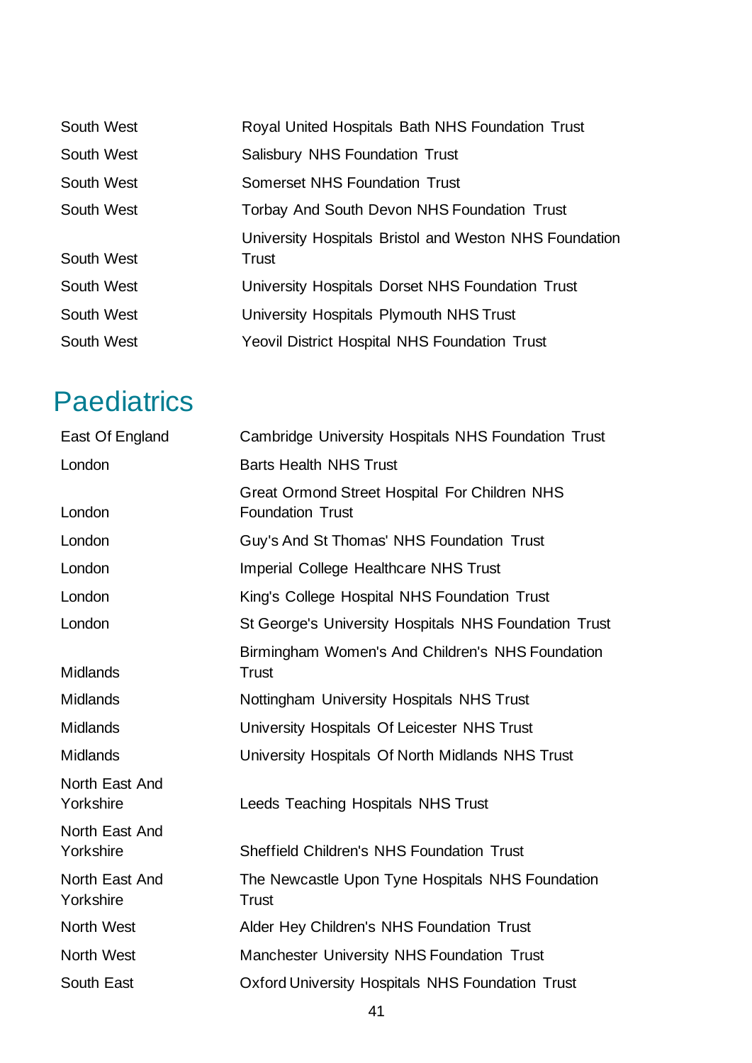| | |
|---|---|
| South West | Royal United Hospitals Bath NHS Foundation Trust |
| South West | Salisbury NHS Foundation Trust |
| South West | Somerset NHS Foundation Trust |
| South West | Torbay And South Devon NHS Foundation Trust |
| South West | University Hospitals Bristol and Weston NHS Foundation Trust |
| South West | University Hospitals Dorset NHS Foundation Trust |
| South West | University Hospitals Plymouth NHS Trust |
| South West | Yeovil District Hospital NHS Foundation Trust |

## Paediatrics

| | |
|---|---|
| East Of England | Cambridge University Hospitals NHS Foundation Trust |
| London | Barts Health NHS Trust |
| London | Great Ormond Street Hospital For Children NHS Foundation Trust |
| London | Guy's And St Thomas' NHS Foundation Trust |
| London | Imperial College Healthcare NHS Trust |
| London | King's College Hospital NHS Foundation Trust |
| London | St George's University Hospitals NHS Foundation Trust |
| Midlands | Birmingham Women's And Children's NHS Foundation Trust |
| Midlands | Nottingham University Hospitals NHS Trust |
| Midlands | University Hospitals Of Leicester NHS Trust |
| Midlands | University Hospitals Of North Midlands NHS Trust |
| North East And Yorkshire | Leeds Teaching Hospitals NHS Trust |
| North East And Yorkshire | Sheffield Children's NHS Foundation Trust |
| North East And Yorkshire | The Newcastle Upon Tyne Hospitals NHS Foundation Trust |
| North West | Alder Hey Children's NHS Foundation Trust |
| North West | Manchester University NHS Foundation Trust |
| South East | Oxford University Hospitals NHS Foundation Trust |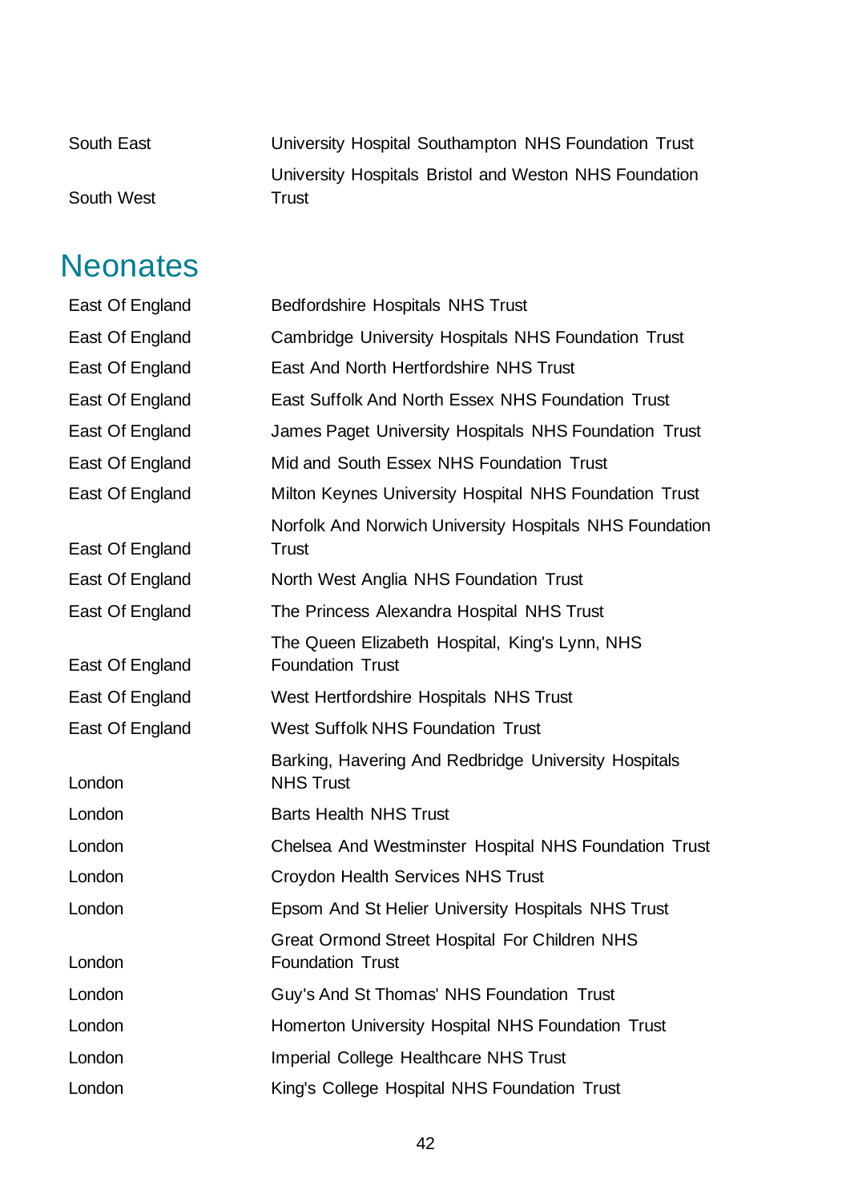| | |
|---|---|
| South East | University Hospital Southampton NHS Foundation Trust |
| South West | University Hospitals Bristol and Weston NHS Foundation Trust |

## Neonates

| | |
|---|---|
| East Of England | Bedfordshire Hospitals NHS Trust |
| East Of England | Cambridge University Hospitals NHS Foundation Trust |
| East Of England | East And North Hertfordshire NHS Trust |
| East Of England | East Suffolk And North Essex NHS Foundation Trust |
| East Of England | James Paget University Hospitals NHS Foundation Trust |
| East Of England | Mid and South Essex NHS Foundation Trust |
| East Of England | Milton Keynes University Hospital NHS Foundation Trust |
| East Of England | Norfolk And Norwich University Hospitals NHS Foundation Trust |
| East Of England | North West Anglia NHS Foundation Trust |
| East Of England | The Princess Alexandra Hospital NHS Trust |
| East Of England | The Queen Elizabeth Hospital, King's Lynn, NHS Foundation Trust |
| East Of England | West Hertfordshire Hospitals NHS Trust |
| East Of England | West Suffolk NHS Foundation Trust |
| London | Barking, Havering And Redbridge University Hospitals NHS Trust |
| London | Barts Health NHS Trust |
| London | Chelsea And Westminster Hospital NHS Foundation Trust |
| London | Croydon Health Services NHS Trust |
| London | Epsom And St Helier University Hospitals NHS Trust |
| London | Great Ormond Street Hospital For Children NHS Foundation Trust |
| London | Guy's And St Thomas' NHS Foundation Trust |
| London | Homerton University Hospital NHS Foundation Trust |
| London | Imperial College Healthcare NHS Trust |
| London | King's College Hospital NHS Foundation Trust |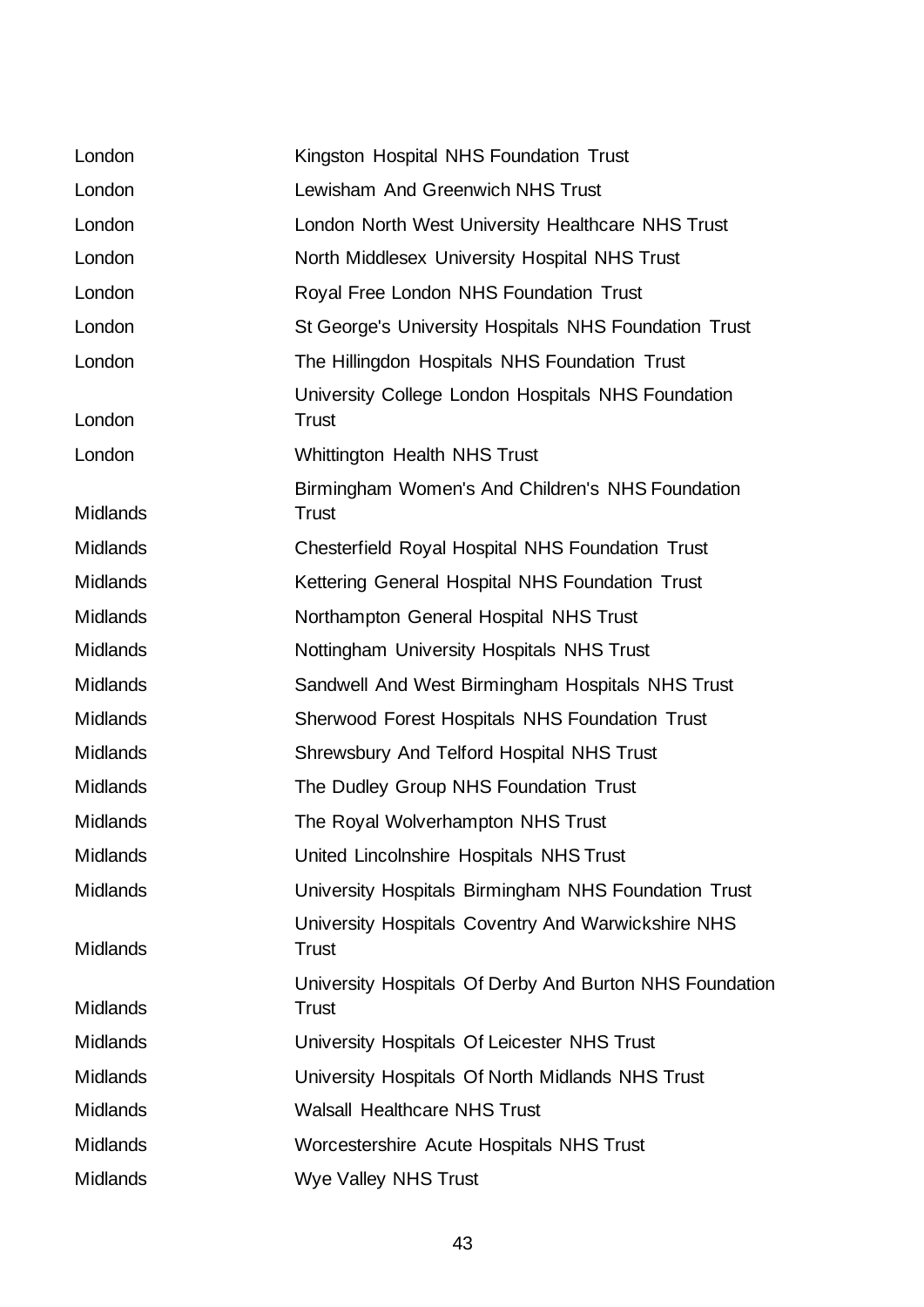| | |
|---|---|
| London | Kingston Hospital NHS Foundation Trust |
| London | Lewisham And Greenwich NHS Trust |
| London | London North West University Healthcare NHS Trust |
| London | North Middlesex University Hospital NHS Trust |
| London | Royal Free London NHS Foundation Trust |
| London | St George's University Hospitals NHS Foundation Trust |
| London | The Hillingdon Hospitals NHS Foundation Trust |
| London | University College London Hospitals NHS Foundation Trust |
| London | Whittington Health NHS Trust |
| Midlands | Birmingham Women's And Children's NHS Foundation Trust |
| Midlands | Chesterfield Royal Hospital NHS Foundation Trust |
| Midlands | Kettering General Hospital NHS Foundation Trust |
| Midlands | Northampton General Hospital NHS Trust |
| Midlands | Nottingham University Hospitals NHS Trust |
| Midlands | Sandwell And West Birmingham Hospitals NHS Trust |
| Midlands | Sherwood Forest Hospitals NHS Foundation Trust |
| Midlands | Shrewsbury And Telford Hospital NHS Trust |
| Midlands | The Dudley Group NHS Foundation Trust |
| Midlands | The Royal Wolverhampton NHS Trust |
| Midlands | United Lincolnshire Hospitals NHS Trust |
| Midlands | University Hospitals Birmingham NHS Foundation Trust |
| Midlands | University Hospitals Coventry And Warwickshire NHS Trust |
| Midlands | University Hospitals Of Derby And Burton NHS Foundation Trust |
| Midlands | University Hospitals Of Leicester NHS Trust |
| Midlands | University Hospitals Of North Midlands NHS Trust |
| Midlands | Walsall Healthcare NHS Trust |
| Midlands | Worcestershire Acute Hospitals NHS Trust |
| Midlands | Wye Valley NHS Trust |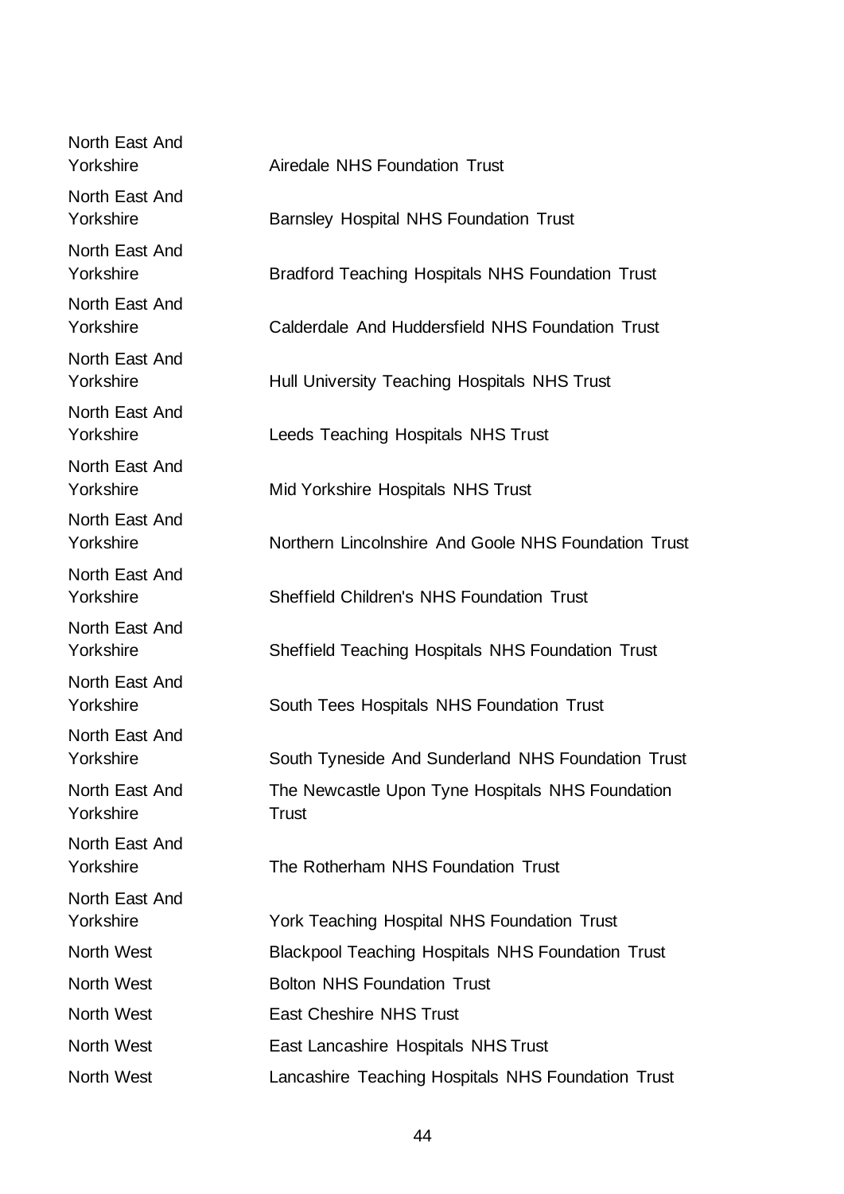| | |
|---|---|
| North East And Yorkshire | Airedale NHS Foundation Trust |
| North East And Yorkshire | Barnsley Hospital NHS Foundation Trust |
| North East And Yorkshire | Bradford Teaching Hospitals NHS Foundation Trust |
| North East And Yorkshire | Calderdale And Huddersfield NHS Foundation Trust |
| North East And Yorkshire | Hull University Teaching Hospitals NHS Trust |
| North East And Yorkshire | Leeds Teaching Hospitals NHS Trust |
| North East And Yorkshire | Mid Yorkshire Hospitals NHS Trust |
| North East And Yorkshire | Northern Lincolnshire And Goole NHS Foundation Trust |
| North East And Yorkshire | Sheffield Children's NHS Foundation Trust |
| North East And Yorkshire | Sheffield Teaching Hospitals NHS Foundation Trust |
| North East And Yorkshire | South Tees Hospitals NHS Foundation Trust |
| North East And Yorkshire | South Tyneside And Sunderland NHS Foundation Trust |
| North East And Yorkshire | The Newcastle Upon Tyne Hospitals NHS Foundation Trust |
| North East And Yorkshire | The Rotherham NHS Foundation Trust |
| North East And Yorkshire | York Teaching Hospital NHS Foundation Trust |
| North West | Blackpool Teaching Hospitals NHS Foundation Trust |
| North West | Bolton NHS Foundation Trust |
| North West | East Cheshire NHS Trust |
| North West | East Lancashire Hospitals NHS Trust |
| North West | Lancashire Teaching Hospitals NHS Foundation Trust |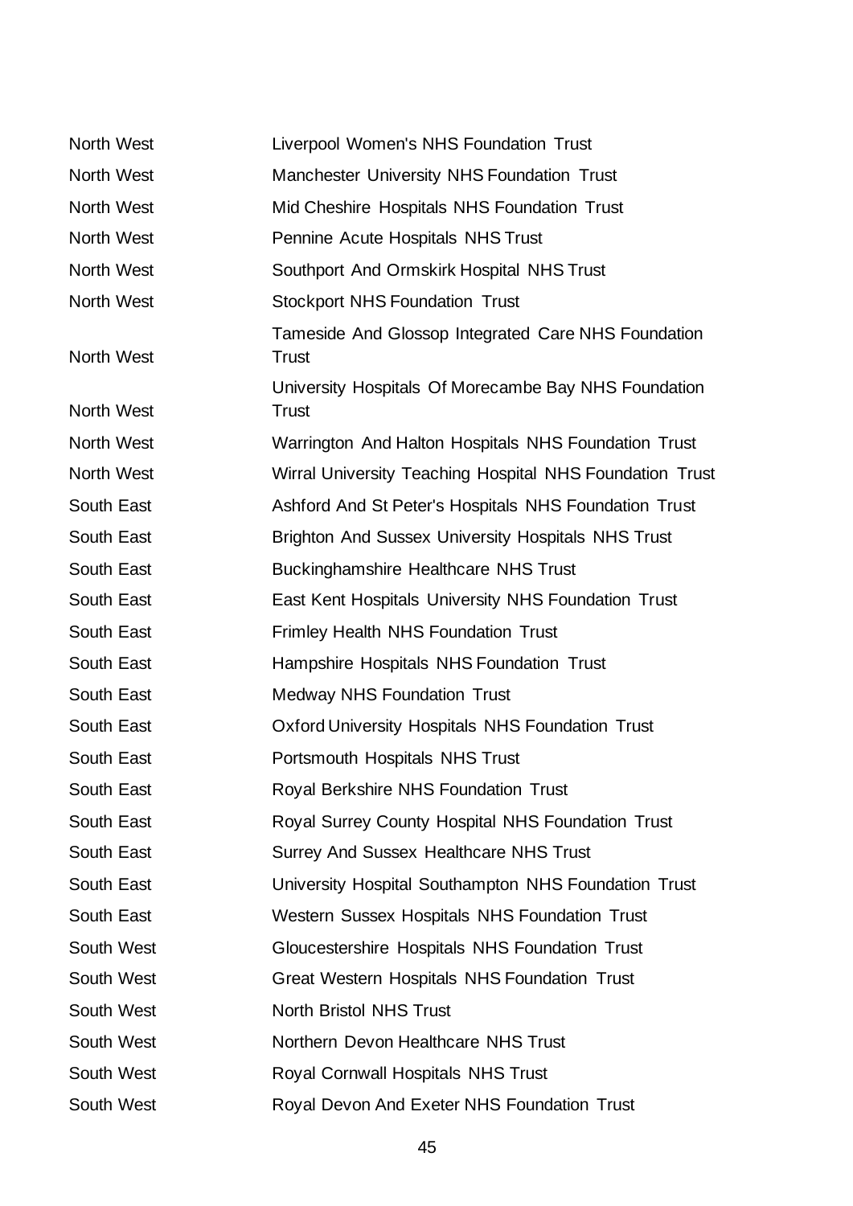| | |
|---|---|
| North West | Liverpool Women's NHS Foundation Trust |
| North West | Manchester University NHS Foundation Trust |
| North West | Mid Cheshire Hospitals NHS Foundation Trust |
| North West | Pennine Acute Hospitals NHS Trust |
| North West | Southport And Ormskirk Hospital NHS Trust |
| North West | Stockport NHS Foundation Trust |
| North West | Tameside And Glossop Integrated Care NHS Foundation Trust |
| North West | University Hospitals Of Morecambe Bay NHS Foundation Trust |
| North West | Warrington And Halton Hospitals NHS Foundation Trust |
| North West | Wirral University Teaching Hospital NHS Foundation Trust |
| South East | Ashford And St Peter's Hospitals NHS Foundation Trust |
| South East | Brighton And Sussex University Hospitals NHS Trust |
| South East | Buckinghamshire Healthcare NHS Trust |
| South East | East Kent Hospitals University NHS Foundation Trust |
| South East | Frimley Health NHS Foundation Trust |
| South East | Hampshire Hospitals NHS Foundation Trust |
| South East | Medway NHS Foundation Trust |
| South East | Oxford University Hospitals NHS Foundation Trust |
| South East | Portsmouth Hospitals NHS Trust |
| South East | Royal Berkshire NHS Foundation Trust |
| South East | Royal Surrey County Hospital NHS Foundation Trust |
| South East | Surrey And Sussex Healthcare NHS Trust |
| South East | University Hospital Southampton NHS Foundation Trust |
| South East | Western Sussex Hospitals NHS Foundation Trust |
| South West | Gloucestershire Hospitals NHS Foundation Trust |
| South West | Great Western Hospitals NHS Foundation Trust |
| South West | North Bristol NHS Trust |
| South West | Northern Devon Healthcare NHS Trust |
| South West | Royal Cornwall Hospitals NHS Trust |
| South West | Royal Devon And Exeter NHS Foundation Trust |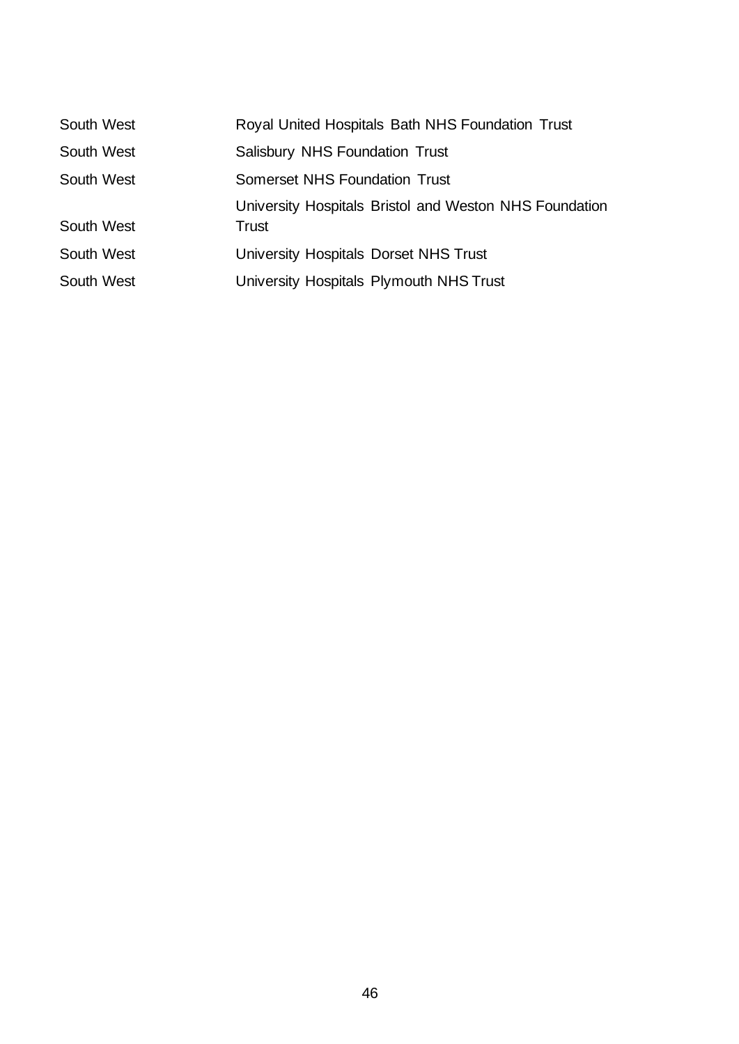| | |
|---|---|
| South West | Royal United Hospitals Bath NHS Foundation Trust |
| South West | Salisbury NHS Foundation Trust |
| South West | Somerset NHS Foundation Trust |
| South West | University Hospitals Bristol and Weston NHS Foundation Trust |
| South West | University Hospitals Dorset NHS Trust |
| South West | University Hospitals Plymouth NHS Trust |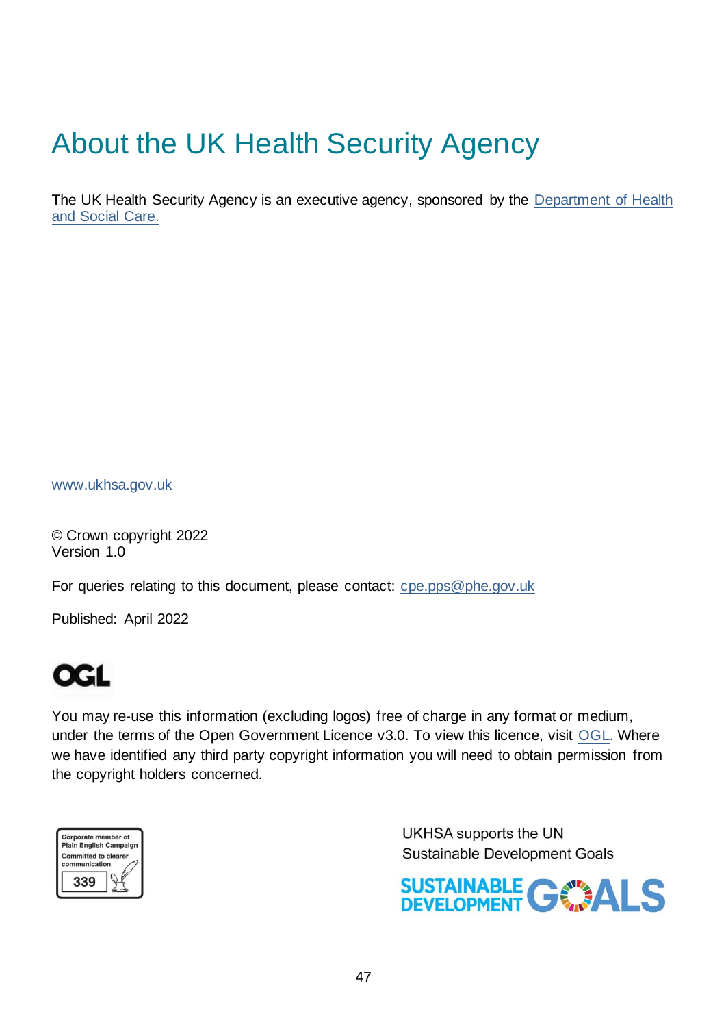# About the UK Health Security Agency

The UK Health Security Agency is an executive agency, sponsored by the Department of Health and Social Care.

www.ukhsa.gov.uk

© Crown copyright 2022
Version 1.0

For queries relating to this document, please contact: cpe.pps@phe.gov.uk

Published: April 2022

OGL

You may re-use this information (excluding logos) free of charge in any format or medium, under the terms of the Open Government Licence v3.0. To view this licence, visit OGL. Where we have identified any third party copyright information you will need to obtain permission from the copyright holders concerned.

Corporate member of Plain English Campaign
Committed to clearer communication
339

UKHSA supports the UN Sustainable Development Goals

SUSTAINABLE DEVELOPMENT GOALS